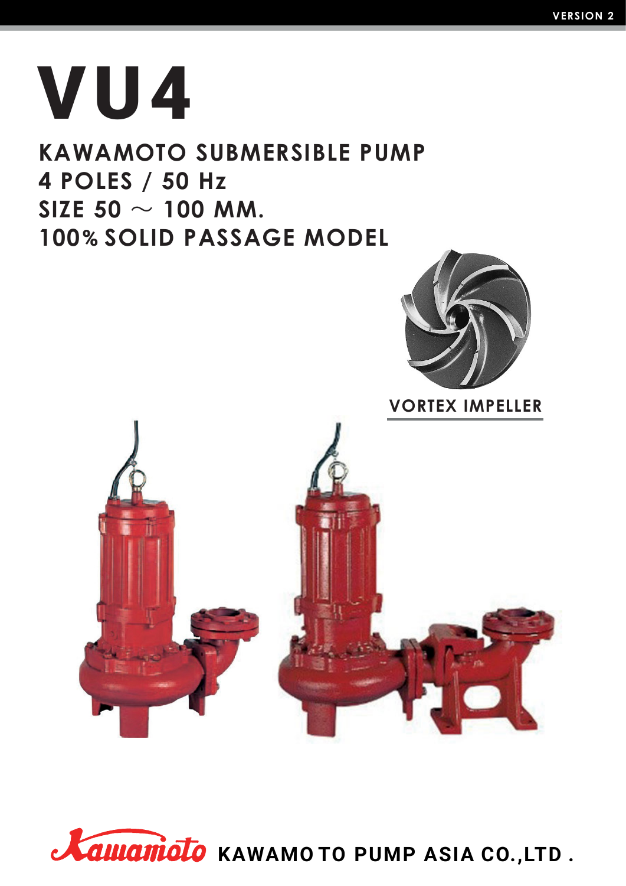# VU4

## KAWAMOTO SUBMERSIBLE PUMP
## 4 POLES / 50 Hz
## SIZE 50 ~ 100 MM.
## 100% SOLID PASSAGE MODEL

VORTEX IMPELLER

Kawamoto KAWAMOTO PUMP ASIA CO.,LTD .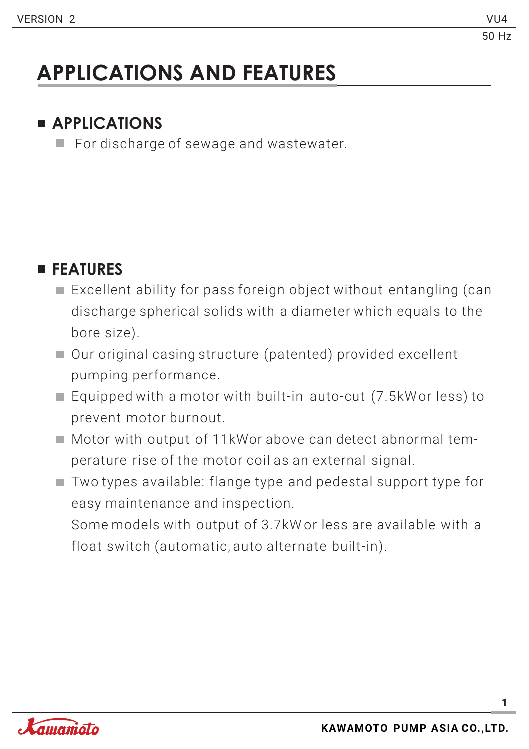# APPLICATIONS AND FEATURES

## APPLICATIONS

- For discharge of sewage and wastewater.

## FEATURES

- Excellent ability for pass foreign object without entangling (can discharge spherical solids with a diameter which equals to the bore size).
- Our original casing structure (patented) provided excellent pumping performance.
- Equipped with a motor with built-in auto-cut (7.5kW or less) to prevent motor burnout.
- Motor with output of 11kW or above can detect abnormal temperature rise of the motor coil as an external signal.
- Two types available: flange type and pedestal support type for easy maintenance and inspection.
  Some models with output of 3.7kW or less are available with a float switch (automatic, auto alternate built-in).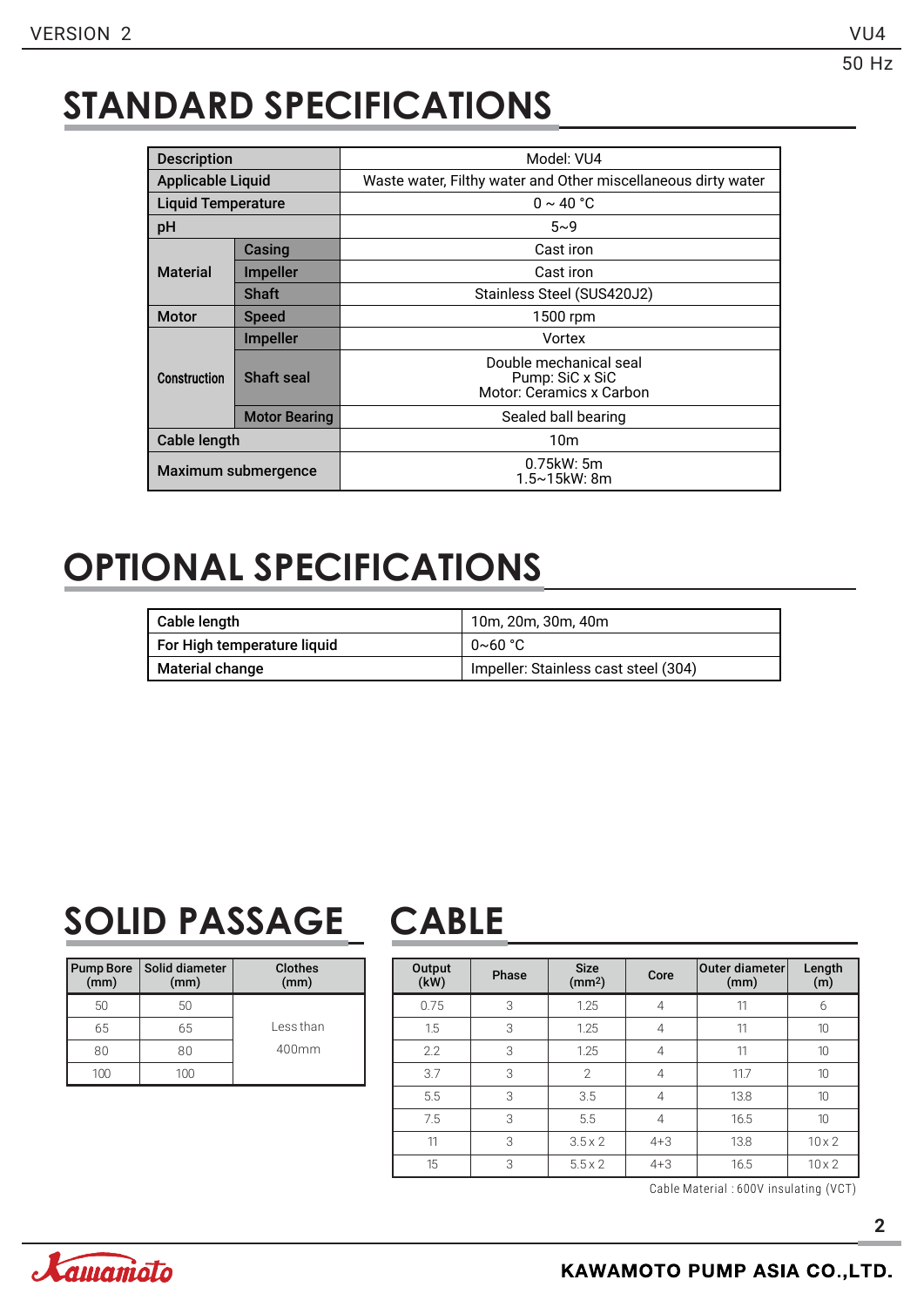# STANDARD SPECIFICATIONS

| Description | | Model: VU4 |
|---|---|---|
| Applicable Liquid | | Waste water, Filthy water and Other miscellaneous dirty water |
| Liquid Temperature | | 0 ~ 40 °C |
| pH | | 5~9 |
| Material | Casing | Cast iron |
| | Impeller | Cast iron |
| | Shaft | Stainless Steel (SUS420J2) |
| Motor | Speed | 1500 rpm |
| Construction | Impeller | Vortex |
| | Shaft seal | Double mechanical seal<br>Pump: SiC x SiC<br>Motor: Ceramics x Carbon |
| | Motor Bearing | Sealed ball bearing |
| Cable length | | 10m |
| Maximum submergence | | 0.75kW: 5m<br>1.5~15kW: 8m |

# OPTIONAL SPECIFICATIONS

| Cable length | 10m, 20m, 30m, 40m |
|---|---|
| For High temperature liquid | 0~60 °C |
| Material change | Impeller: Stainless cast steel (304) |

# SOLID PASSAGE

| Pump Bore (mm) | Solid diameter (mm) | Clothes (mm) |
|---|---|---|
| 50 | 50 | Less than 400mm |
| 65 | 65 | |
| 80 | 80 | |
| 100 | 100 | |

# CABLE

| Output (kW) | Phase | Size ($mm^2$) | Core | Outer diameter (mm) | Length (m) |
|---|---|---|---|---|---|
| 0.75 | 3 | 1.25 | 4 | 11 | 6 |
| 1.5 | 3 | 1.25 | 4 | 11 | 10 |
| 2.2 | 3 | 1.25 | 4 | 11 | 10 |
| 3.7 | 3 | 2 | 4 | 11.7 | 10 |
| 5.5 | 3 | 3.5 | 4 | 13.8 | 10 |
| 7.5 | 3 | 5.5 | 4 | 16.5 | 10 |
| 11 | 3 | 3.5 x 2 | 4+3 | 13.8 | 10 x 2 |
| 15 | 3 | 5.5 x 2 | 4+3 | 16.5 | 10 x 2 |

Cable Material : 600V insulating (VCT)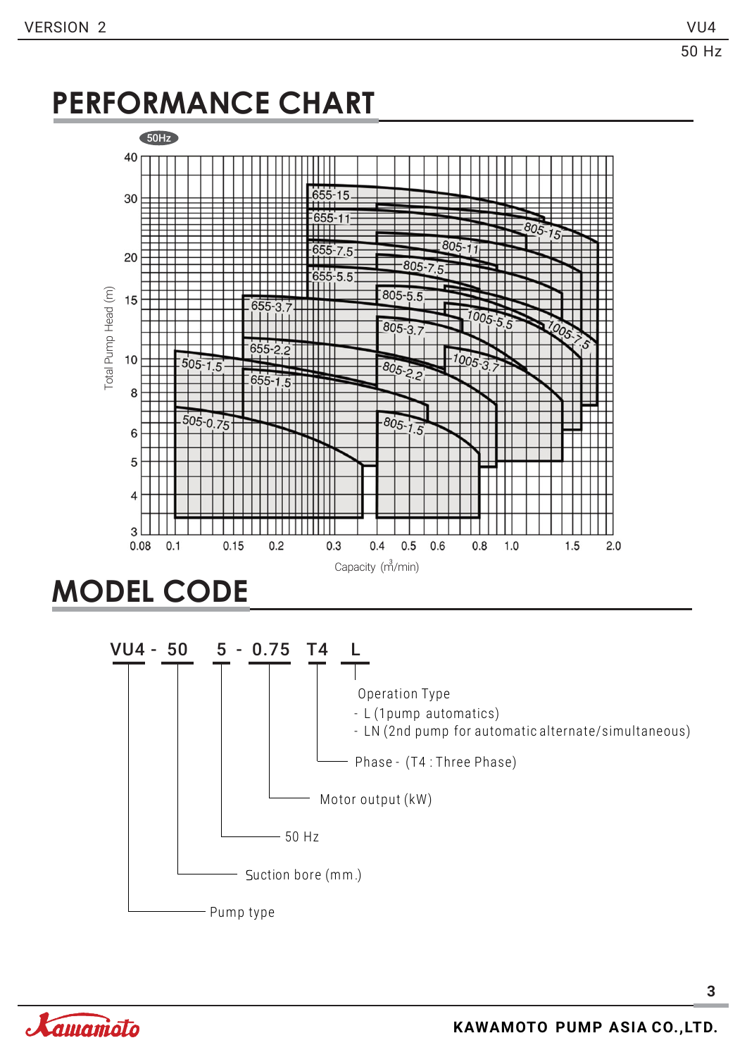# PERFORMANCE CHART

50Hz

Total Pump Head (m)

Capacity (m³/min)

505-0.75, 505-1.5, 655-1.5, 655-2.2, 655-3.7, 655-5.5, 655-7.5, 655-11, 655-15, 805-1.5, 805-2.2, 805-3.7, 805-5.5, 805-7.5, 805-11, 805-15, 1005-3.7, 1005-5.5, 1005-7.5

# MODEL CODE

**VU4 - 50 5 - 0.75 T4 L**

- VU4 : Pump type
- 50 : Suction bore (mm.)
- 5 : 50 Hz
- 0.75 : Motor output (kW)
- T4 : Phase - (T4 : Three Phase)
- L : Operation Type
  - L (1pump automatics)
  - LN (2nd pump for automatic alternate/simultaneous)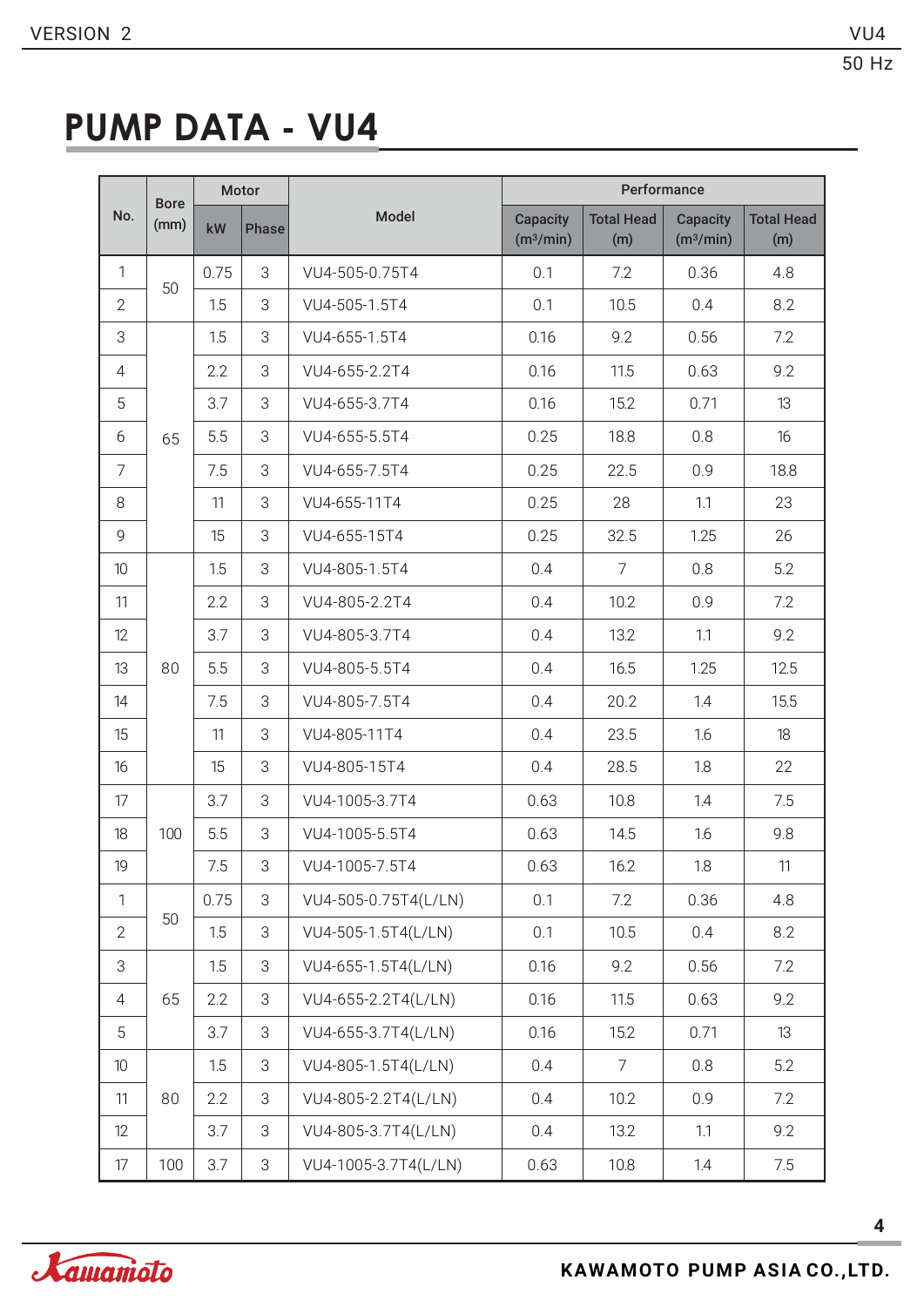# PUMP DATA - VU4

| No. | Bore (mm) | Motor | | Model | Performance | | | |
|---|---|---|---|---|---|---|---|---|
| | | kW | Phase | | Capacity (m³/min) | Total Head (m) | Capacity (m³/min) | Total Head (m) |
| 1 | 50 | 0.75 | 3 | VU4-505-0.75T4 | 0.1 | 7.2 | 0.36 | 4.8 |
| 2 | | 1.5 | 3 | VU4-505-1.5T4 | 0.1 | 10.5 | 0.4 | 8.2 |
| 3 | 65 | 1.5 | 3 | VU4-655-1.5T4 | 0.16 | 9.2 | 0.56 | 7.2 |
| 4 | | 2.2 | 3 | VU4-655-2.2T4 | 0.16 | 11.5 | 0.63 | 9.2 |
| 5 | | 3.7 | 3 | VU4-655-3.7T4 | 0.16 | 15.2 | 0.71 | 13 |
| 6 | | 5.5 | 3 | VU4-655-5.5T4 | 0.25 | 18.8 | 0.8 | 16 |
| 7 | | 7.5 | 3 | VU4-655-7.5T4 | 0.25 | 22.5 | 0.9 | 18.8 |
| 8 | | 11 | 3 | VU4-655-11T4 | 0.25 | 28 | 1.1 | 23 |
| 9 | | 15 | 3 | VU4-655-15T4 | 0.25 | 32.5 | 1.25 | 26 |
| 10 | 80 | 1.5 | 3 | VU4-805-1.5T4 | 0.4 | 7 | 0.8 | 5.2 |
| 11 | | 2.2 | 3 | VU4-805-2.2T4 | 0.4 | 10.2 | 0.9 | 7.2 |
| 12 | | 3.7 | 3 | VU4-805-3.7T4 | 0.4 | 13.2 | 1.1 | 9.2 |
| 13 | | 5.5 | 3 | VU4-805-5.5T4 | 0.4 | 16.5 | 1.25 | 12.5 |
| 14 | | 7.5 | 3 | VU4-805-7.5T4 | 0.4 | 20.2 | 1.4 | 15.5 |
| 15 | | 11 | 3 | VU4-805-11T4 | 0.4 | 23.5 | 1.6 | 18 |
| 16 | | 15 | 3 | VU4-805-15T4 | 0.4 | 28.5 | 1.8 | 22 |
| 17 | 100 | 3.7 | 3 | VU4-1005-3.7T4 | 0.63 | 10.8 | 1.4 | 7.5 |
| 18 | | 5.5 | 3 | VU4-1005-5.5T4 | 0.63 | 14.5 | 1.6 | 9.8 |
| 19 | | 7.5 | 3 | VU4-1005-7.5T4 | 0.63 | 16.2 | 1.8 | 11 |
| 1 | 50 | 0.75 | 3 | VU4-505-0.75T4(L/LN) | 0.1 | 7.2 | 0.36 | 4.8 |
| 2 | | 1.5 | 3 | VU4-505-1.5T4(L/LN) | 0.1 | 10.5 | 0.4 | 8.2 |
| 3 | 65 | 1.5 | 3 | VU4-655-1.5T4(L/LN) | 0.16 | 9.2 | 0.56 | 7.2 |
| 4 | | 2.2 | 3 | VU4-655-2.2T4(L/LN) | 0.16 | 11.5 | 0.63 | 9.2 |
| 5 | | 3.7 | 3 | VU4-655-3.7T4(L/LN) | 0.16 | 15.2 | 0.71 | 13 |
| 10 | 80 | 1.5 | 3 | VU4-805-1.5T4(L/LN) | 0.4 | 7 | 0.8 | 5.2 |
| 11 | | 2.2 | 3 | VU4-805-2.2T4(L/LN) | 0.4 | 10.2 | 0.9 | 7.2 |
| 12 | | 3.7 | 3 | VU4-805-3.7T4(L/LN) | 0.4 | 13.2 | 1.1 | 9.2 |
| 17 | 100 | 3.7 | 3 | VU4-1005-3.7T4(L/LN) | 0.63 | 10.8 | 1.4 | 7.5 |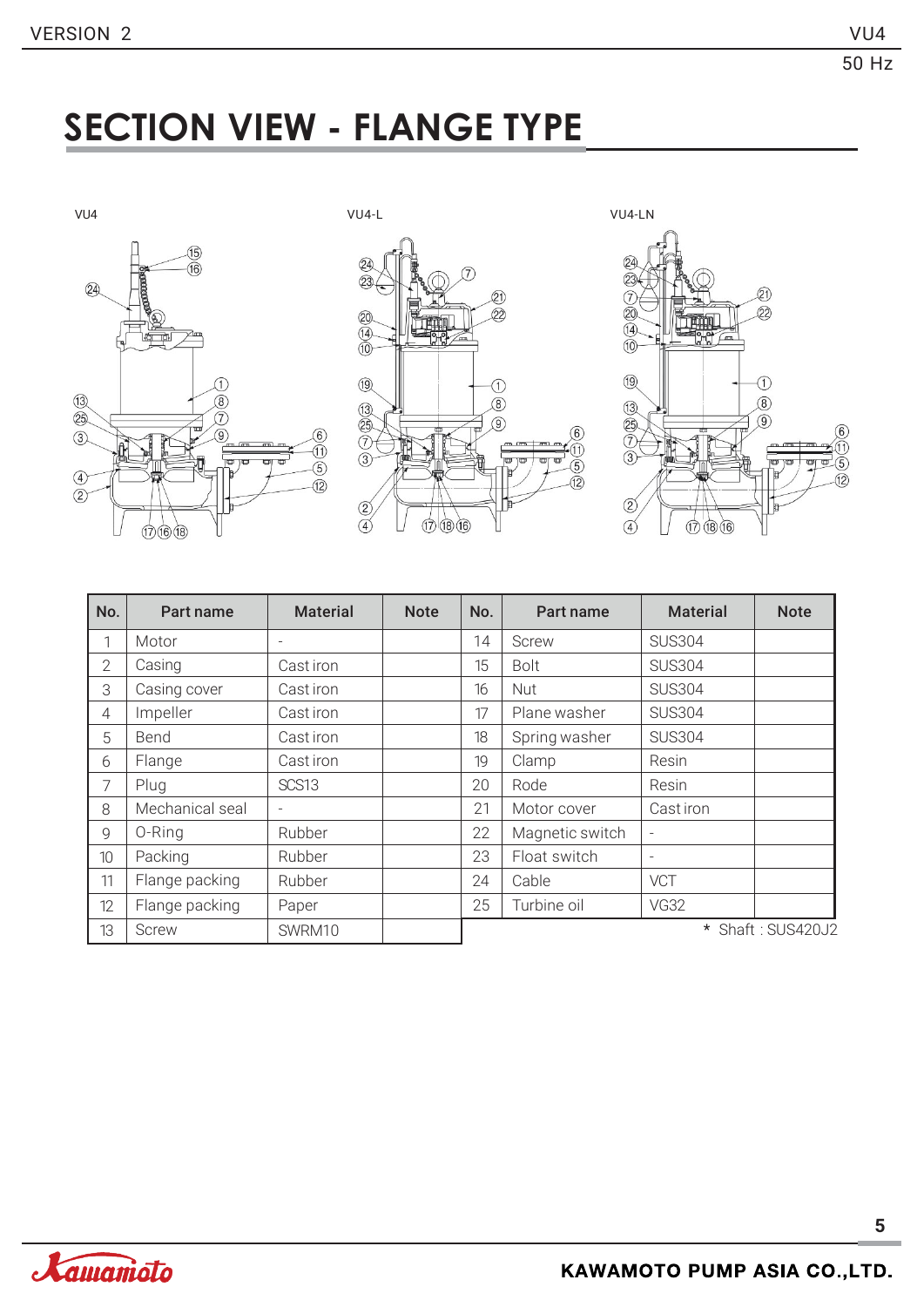# SECTION VIEW - FLANGE TYPE

VU4

VU4-L

VU4-LN

| No. | Part name | Material | Note | No. | Part name | Material | Note |
|---|---|---|---|---|---|---|---|
| 1 | Motor | - | | 14 | Screw | SUS304 | |
| 2 | Casing | Cast iron | | 15 | Bolt | SUS304 | |
| 3 | Casing cover | Cast iron | | 16 | Nut | SUS304 | |
| 4 | Impeller | Cast iron | | 17 | Plane washer | SUS304 | |
| 5 | Bend | Cast iron | | 18 | Spring washer | SUS304 | |
| 6 | Flange | Cast iron | | 19 | Clamp | Resin | |
| 7 | Plug | SCS13 | | 20 | Rode | Resin | |
| 8 | Mechanical seal | - | | 21 | Motor cover | Cast iron | |
| 9 | O-Ring | Rubber | | 22 | Magnetic switch | - | |
| 10 | Packing | Rubber | | 23 | Float switch | - | |
| 11 | Flange packing | Rubber | | 24 | Cable | VCT | |
| 12 | Flange packing | Paper | | 25 | Turbine oil | VG32 | |
| 13 | Screw | SWRM10 | | | | | |

* Shaft : SUS420J2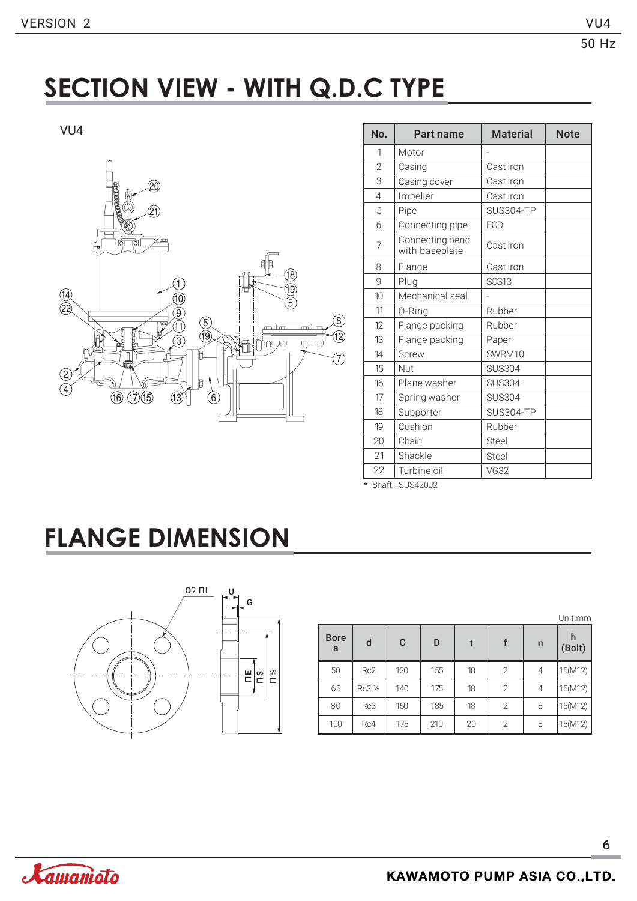# SECTION VIEW - WITH Q.D.C TYPE

VU4

| No. | Part name | Material | Note |
|---|---|---|---|
| 1 | Motor | - | |
| 2 | Casing | Cast iron | |
| 3 | Casing cover | Cast iron | |
| 4 | Impeller | Cast iron | |
| 5 | Pipe | SUS304-TP | |
| 6 | Connecting pipe | FCD | |
| 7 | Connecting bend with baseplate | Cast iron | |
| 8 | Flange | Cast iron | |
| 9 | Plug | SCS13 | |
| 10 | Mechanical seal | - | |
| 11 | O-Ring | Rubber | |
| 12 | Flange packing | Rubber | |
| 13 | Flange packing | Paper | |
| 14 | Screw | SWRM10 | |
| 15 | Nut | SUS304 | |
| 16 | Plane washer | SUS304 | |
| 17 | Spring washer | SUS304 | |
| 18 | Supporter | SUS304-TP | |
| 19 | Cushion | Rubber | |
| 20 | Chain | Steel | |
| 21 | Shackle | Steel | |
| 22 | Turbine oil | VG32 | |

* Shaft : SUS420J2

# FLANGE DIMENSION

Unit:mm

| Bore a | d | C | D | t | f | n | h (Bolt) |
|---|---|---|---|---|---|---|---|
| 50 | Rc2 | 120 | 155 | 18 | 2 | 4 | 15(M12) |
| 65 | Rc2 ½ | 140 | 175 | 18 | 2 | 4 | 15(M12) |
| 80 | Rc3 | 150 | 185 | 18 | 2 | 8 | 15(M12) |
| 100 | Rc4 | 175 | 210 | 20 | 2 | 8 | 15(M12) |

Kawamoto

KAWAMOTO PUMP ASIA CO.,LTD.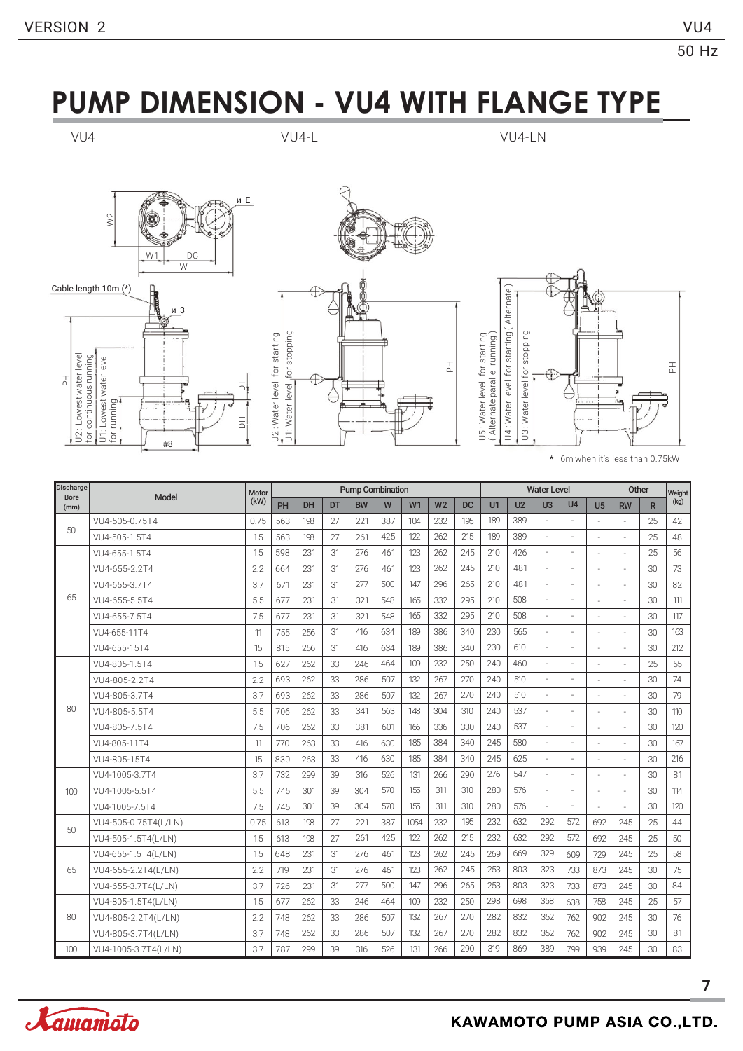# PUMP DIMENSION - VU4 WITH FLANGE TYPE

VU4 VU4-L VU4-LN

Cable length 10m (*)

U2 : Lowest water level for continuous running
U1: Lowest water level for running

U2 : Water level for starting
U1: Water level for stopping

U5 : Water level for starting (Alternate parallel running)
U4 : Water level for starting (Alternate)
U3 : Water level for stopping

\* 6m when it's less than 0.75kW

| Discharge Bore (mm) | Model | Motor (kW) | Pump Combination | | | | | | | | Water Level | | | | | Other | | Weight (kg) |
|---|---|---|---|---|---|---|---|---|---|---|---|---|---|---|---|---|---|---|
| | | | PH | DH | DT | BW | W | W1 | W2 | DC | U1 | U2 | U3 | U4 | U5 | RW | R | |
| 50 | VU4-505-0.75T4 | 0.75 | 563 | 198 | 27 | 221 | 387 | 104 | 232 | 195 | 189 | 389 | - | - | - | - | 25 | 42 |
| | VU4-505-1.5T4 | 1.5 | 563 | 198 | 27 | 261 | 425 | 122 | 262 | 215 | 189 | 389 | - | - | - | - | 25 | 48 |
| 65 | VU4-655-1.5T4 | 1.5 | 598 | 231 | 31 | 276 | 461 | 123 | 262 | 245 | 210 | 426 | - | - | - | - | 25 | 56 |
| | VU4-655-2.2T4 | 2.2 | 664 | 231 | 31 | 276 | 461 | 123 | 262 | 245 | 210 | 481 | - | - | - | - | 30 | 73 |
| | VU4-655-3.7T4 | 3.7 | 671 | 231 | 31 | 277 | 500 | 147 | 296 | 265 | 210 | 481 | - | - | - | - | 30 | 82 |
| | VU4-655-5.5T4 | 5.5 | 677 | 231 | 31 | 321 | 548 | 165 | 332 | 295 | 210 | 508 | - | - | - | - | 30 | 111 |
| | VU4-655-7.5T4 | 7.5 | 677 | 231 | 31 | 321 | 548 | 165 | 332 | 295 | 210 | 508 | - | - | - | - | 30 | 117 |
| | VU4-655-11T4 | 11 | 755 | 256 | 31 | 416 | 634 | 189 | 386 | 340 | 230 | 565 | - | - | - | - | 30 | 163 |
| | VU4-655-15T4 | 15 | 815 | 256 | 31 | 416 | 634 | 189 | 386 | 340 | 230 | 610 | - | - | - | - | 30 | 212 |
| 80 | VU4-805-1.5T4 | 1.5 | 627 | 262 | 33 | 246 | 464 | 109 | 232 | 250 | 240 | 460 | - | - | - | - | 25 | 55 |
| | VU4-805-2.2T4 | 2.2 | 693 | 262 | 33 | 286 | 507 | 132 | 267 | 270 | 240 | 510 | - | - | - | - | 30 | 74 |
| | VU4-805-3.7T4 | 3.7 | 693 | 262 | 33 | 286 | 507 | 132 | 267 | 270 | 240 | 510 | - | - | - | - | 30 | 79 |
| | VU4-805-5.5T4 | 5.5 | 706 | 262 | 33 | 341 | 563 | 148 | 304 | 310 | 240 | 537 | - | - | - | - | 30 | 110 |
| | VU4-805-7.5T4 | 7.5 | 706 | 262 | 33 | 381 | 601 | 166 | 336 | 330 | 240 | 537 | - | - | - | - | 30 | 120 |
| | VU4-805-11T4 | 11 | 770 | 263 | 33 | 416 | 630 | 185 | 384 | 340 | 245 | 580 | - | - | - | - | 30 | 167 |
| | VU4-805-15T4 | 15 | 830 | 263 | 33 | 416 | 630 | 185 | 384 | 340 | 245 | 625 | - | - | - | - | 30 | 216 |
| 100 | VU4-1005-3.7T4 | 3.7 | 732 | 299 | 39 | 316 | 526 | 131 | 266 | 290 | 276 | 547 | - | - | - | - | 30 | 81 |
| | VU4-1005-5.5T4 | 5.5 | 745 | 301 | 39 | 304 | 570 | 155 | 311 | 310 | 280 | 576 | - | - | - | - | 30 | 114 |
| | VU4-1005-7.5T4 | 7.5 | 745 | 301 | 39 | 304 | 570 | 155 | 311 | 310 | 280 | 576 | - | - | - | - | 30 | 120 |
| 50 | VU4-505-0.75T4(L/LN) | 0.75 | 613 | 198 | 27 | 221 | 387 | 1054 | 232 | 195 | 232 | 632 | 292 | 572 | 692 | 245 | 25 | 44 |
| | VU4-505-1.5T4(L/LN) | 1.5 | 613 | 198 | 27 | 261 | 425 | 122 | 262 | 215 | 232 | 632 | 292 | 572 | 692 | 245 | 25 | 50 |
| 65 | VU4-655-1.5T4(L/LN) | 1.5 | 648 | 231 | 31 | 276 | 461 | 123 | 262 | 245 | 269 | 669 | 329 | 609 | 729 | 245 | 25 | 58 |
| | VU4-655-2.2T4(L/LN) | 2.2 | 719 | 231 | 31 | 276 | 461 | 123 | 262 | 245 | 253 | 803 | 323 | 733 | 873 | 245 | 30 | 75 |
| | VU4-655-3.7T4(L/LN) | 3.7 | 726 | 231 | 31 | 277 | 500 | 147 | 296 | 265 | 253 | 803 | 323 | 733 | 873 | 245 | 30 | 84 |
| 80 | VU4-805-1.5T4(L/LN) | 1.5 | 677 | 262 | 33 | 246 | 464 | 109 | 232 | 250 | 298 | 698 | 358 | 638 | 758 | 245 | 25 | 57 |
| | VU4-805-2.2T4(L/LN) | 2.2 | 748 | 262 | 33 | 286 | 507 | 132 | 267 | 270 | 282 | 832 | 352 | 762 | 902 | 245 | 30 | 76 |
| | VU4-805-3.7T4(L/LN) | 3.7 | 748 | 262 | 33 | 286 | 507 | 132 | 267 | 270 | 282 | 832 | 352 | 762 | 902 | 245 | 30 | 81 |
| 100 | VU4-1005-3.7T4(L/LN) | 3.7 | 787 | 299 | 39 | 316 | 526 | 131 | 266 | 290 | 319 | 869 | 389 | 799 | 939 | 245 | 30 | 83 |

KAWAMOTO PUMP ASIA CO.,LTD.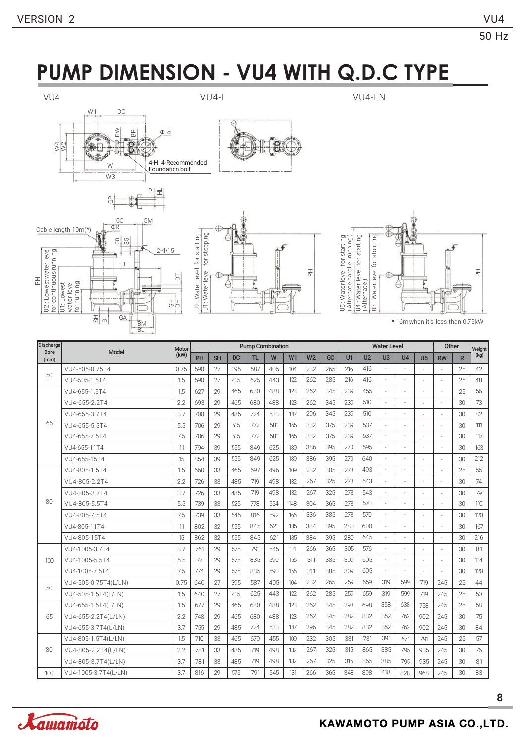# PUMP DIMENSION - VU4 WITH Q.D.C TYPE

VU4 | VU4-L | VU4-LN

Cable length 10m(*)

4-H: 4-Recommended Foundation bolt

U2 : Lowest water level for continuous running

U1: Lowest water level for running

U2 : Water level for starting

U1 : Water level for stopping

U5 : Water level for starting (Alternate parallel running)

U4 : Water level for starting (Alternate)

U3 : Water level for stopping

\* 6m when it's less than 0.75kW

| Discharge Bore (mm) | Model | Motor (kW) | Pump Combination | | | | | | | | Water Level | | | | | Other | | Weight (kg) |
|---|---|---|---|---|---|---|---|---|---|---|---|---|---|---|---|---|---|---|
| | | | PH | SH | DC | TL | W | W1 | W2 | GC | U1 | U2 | U3 | U4 | U5 | RW | R | |
| 50 | VU4-505-0.75T4 | 0.75 | 590 | 27 | 395 | 587 | 405 | 104 | 232 | 265 | 216 | 416 | - | - | - | - | 25 | 42 |
| | VU4-505-1.5T4 | 1.5 | 590 | 27 | 415 | 625 | 443 | 122 | 262 | 285 | 216 | 416 | - | - | - | - | 25 | 48 |
| 65 | VU4-655-1.5T4 | 1.5 | 627 | 29 | 465 | 680 | 488 | 123 | 262 | 345 | 239 | 455 | - | - | - | - | 25 | 56 |
| | VU4-655-2.2T4 | 2.2 | 693 | 29 | 465 | 680 | 488 | 123 | 262 | 345 | 239 | 510 | - | - | - | - | 30 | 73 |
| | VU4-655-3.7T4 | 3.7 | 700 | 29 | 485 | 724 | 533 | 147 | 296 | 345 | 239 | 510 | - | - | - | - | 30 | 82 |
| | VU4-655-5.5T4 | 5.5 | 706 | 29 | 515 | 772 | 581 | 165 | 332 | 375 | 239 | 537 | - | - | - | - | 30 | 111 |
| | VU4-655-7.5T4 | 7.5 | 706 | 29 | 515 | 772 | 581 | 165 | 332 | 375 | 239 | 537 | - | - | - | - | 30 | 117 |
| | VU4-655-11T4 | 11 | 794 | 39 | 555 | 849 | 625 | 189 | 386 | 395 | 270 | 595 | - | - | - | - | 30 | 163 |
| | VU4-655-15T4 | 15 | 854 | 39 | 555 | 849 | 625 | 189 | 386 | 395 | 270 | 640 | - | - | - | - | 30 | 212 |
| 80 | VU4-805-1.5T4 | 1.5 | 660 | 33 | 465 | 697 | 496 | 109 | 232 | 305 | 273 | 493 | - | - | - | - | 25 | 55 |
| | VU4-805-2.2T4 | 2.2 | 726 | 33 | 485 | 719 | 498 | 132 | 267 | 325 | 273 | 543 | - | - | - | - | 30 | 74 |
| | VU4-805-3.7T4 | 3.7 | 726 | 33 | 485 | 719 | 498 | 132 | 267 | 325 | 273 | 543 | - | - | - | - | 30 | 79 |
| | VU4-805-5.5T4 | 5.5 | 739 | 33 | 525 | 778 | 554 | 148 | 304 | 365 | 273 | 570 | - | - | - | - | 30 | 110 |
| | VU4-805-7.5T4 | 7.5 | 739 | 33 | 545 | 816 | 592 | 166 | 336 | 385 | 273 | 570 | - | - | - | - | 30 | 120 |
| | VU4-805-11T4 | 11 | 802 | 32 | 555 | 845 | 621 | 185 | 384 | 395 | 280 | 600 | - | - | - | - | 30 | 167 |
| | VU4-805-15T4 | 15 | 862 | 32 | 555 | 845 | 621 | 185 | 384 | 395 | 280 | 645 | - | - | - | - | 30 | 216 |
| 100 | VU4-1005-3.7T4 | 3.7 | 761 | 29 | 575 | 791 | 545 | 131 | 266 | 365 | 305 | 576 | - | - | - | - | 30 | 81 |
| | VU4-1005-5.5T4 | 5.5 | 77 | 29 | 575 | 835 | 590 | 155 | 311 | 385 | 309 | 605 | - | - | - | - | 30 | 114 |
| | VU4-1005-7.5T4 | 7.5 | 774 | 29 | 575 | 835 | 590 | 155 | 311 | 385 | 309 | 605 | - | - | - | - | 30 | 120 |
| 50 | VU4-505-0.75T4(L/LN) | 0.75 | 640 | 27 | 395 | 587 | 405 | 104 | 232 | 265 | 259 | 659 | 319 | 599 | 719 | 245 | 25 | 44 |
| | VU4-505-1.5T4(L/LN) | 1.5 | 640 | 27 | 415 | 625 | 443 | 122 | 262 | 285 | 259 | 659 | 319 | 599 | 719 | 245 | 25 | 50 |
| 65 | VU4-655-1.5T4(L/LN) | 1.5 | 677 | 29 | 465 | 680 | 488 | 123 | 262 | 345 | 298 | 698 | 358 | 638 | 758 | 245 | 25 | 58 |
| | VU4-655-2.2T4(L/LN) | 2.2 | 748 | 29 | 465 | 680 | 488 | 123 | 262 | 345 | 282 | 832 | 352 | 762 | 902 | 245 | 30 | 75 |
| | VU4-655-3.7T4(L/LN) | 3.7 | 755 | 29 | 485 | 724 | 533 | 147 | 296 | 345 | 282 | 832 | 352 | 762 | 902 | 245 | 30 | 84 |
| 80 | VU4-805-1.5T4(L/LN) | 1.5 | 710 | 33 | 465 | 679 | 455 | 109 | 232 | 305 | 331 | 731 | 391 | 671 | 791 | 245 | 25 | 57 |
| | VU4-805-2.2T4(L/LN) | 2.2 | 781 | 33 | 485 | 719 | 498 | 132 | 267 | 325 | 315 | 865 | 385 | 795 | 935 | 245 | 30 | 76 |
| | VU4-805-3.7T4(L/LN) | 3.7 | 781 | 33 | 485 | 719 | 498 | 132 | 267 | 325 | 315 | 865 | 385 | 795 | 935 | 245 | 30 | 81 |
| 100 | VU4-1005-3.7T4(L/LN) | 3.7 | 816 | 29 | 575 | 791 | 545 | 131 | 266 | 365 | 348 | 898 | 418 | 828 | 968 | 245 | 30 | 83 |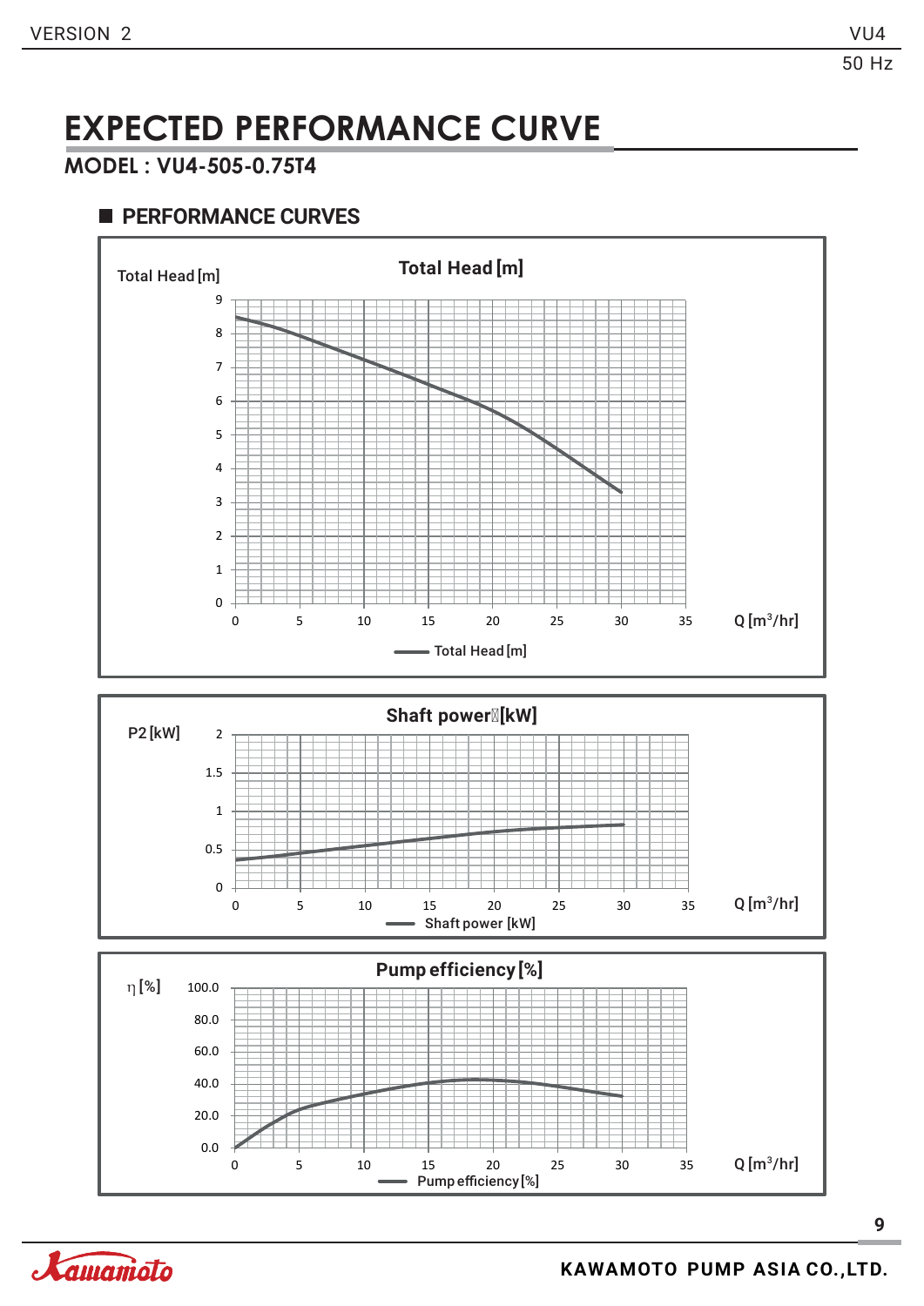# EXPECTED PERFORMANCE CURVE

## MODEL : VU4-505-0.75T4

### PERFORMANCE CURVES

**Total Head [m]**

Total Head [m]

9, 8, 7, 6, 5, 4, 3, 2, 1, 0

0, 5, 10, 15, 20, 25, 30, 35 Q [m³/hr]

Total Head [m]

**Shaft power [kW]**

P2 [kW]

2, 1.5, 1, 0.5, 0

0, 5, 10, 15, 20, 25, 30, 35 Q [m³/hr]

Shaft power [kW]

**Pump efficiency [%]**

η [%]

100.0, 80.0, 60.0, 40.0, 20.0, 0.0

0, 5, 10, 15, 20, 25, 30, 35 Q [m³/hr]

Pump efficiency [%]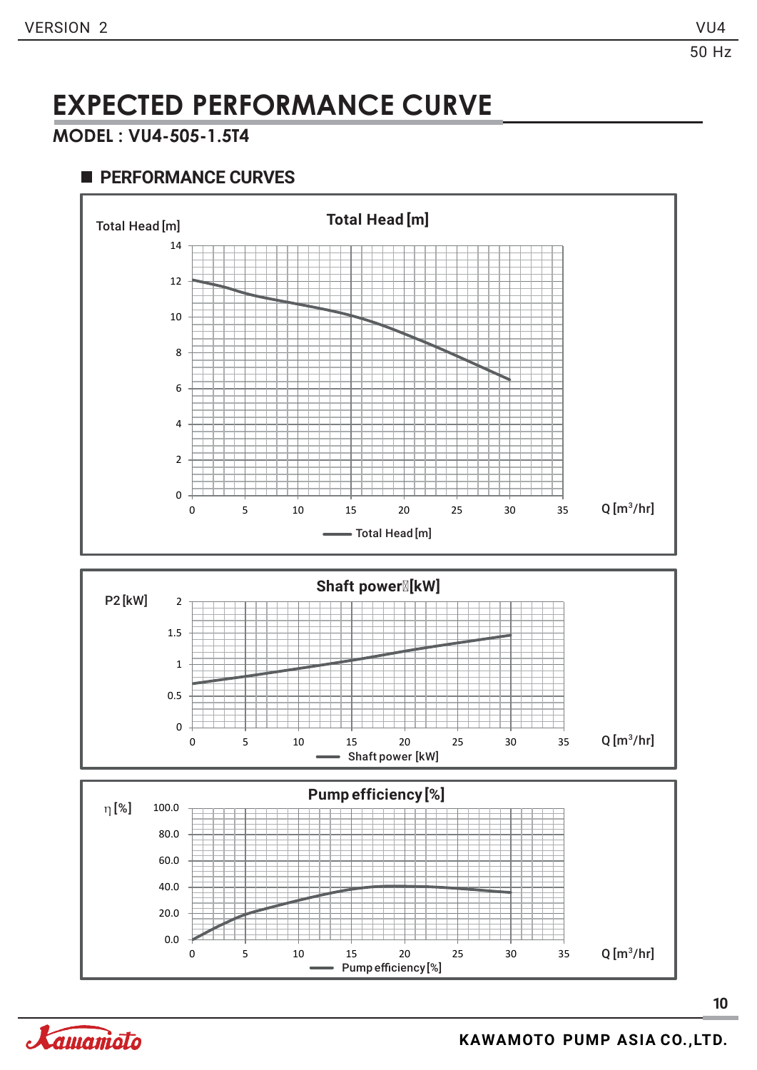# EXPECTED PERFORMANCE CURVE

**MODEL : VU4-505-1.5T4**

## PERFORMANCE CURVES

**Total Head [m]**

Total Head [m]

14
12
10
8
6
4
2
0

0 5 10 15 20 25 30 35 Q [m³/hr]

Total Head [m]

**Shaft power [kW]**

P2 [kW]

2
1.5
1
0.5
0

0 5 10 15 20 25 30 35 Q [m³/hr]

Shaft power [kW]

**Pump efficiency [%]**

η [%]

100.0
80.0
60.0
40.0
20.0
0.0

0 5 10 15 20 25 30 35 Q [m³/hr]

Pump efficiency [%]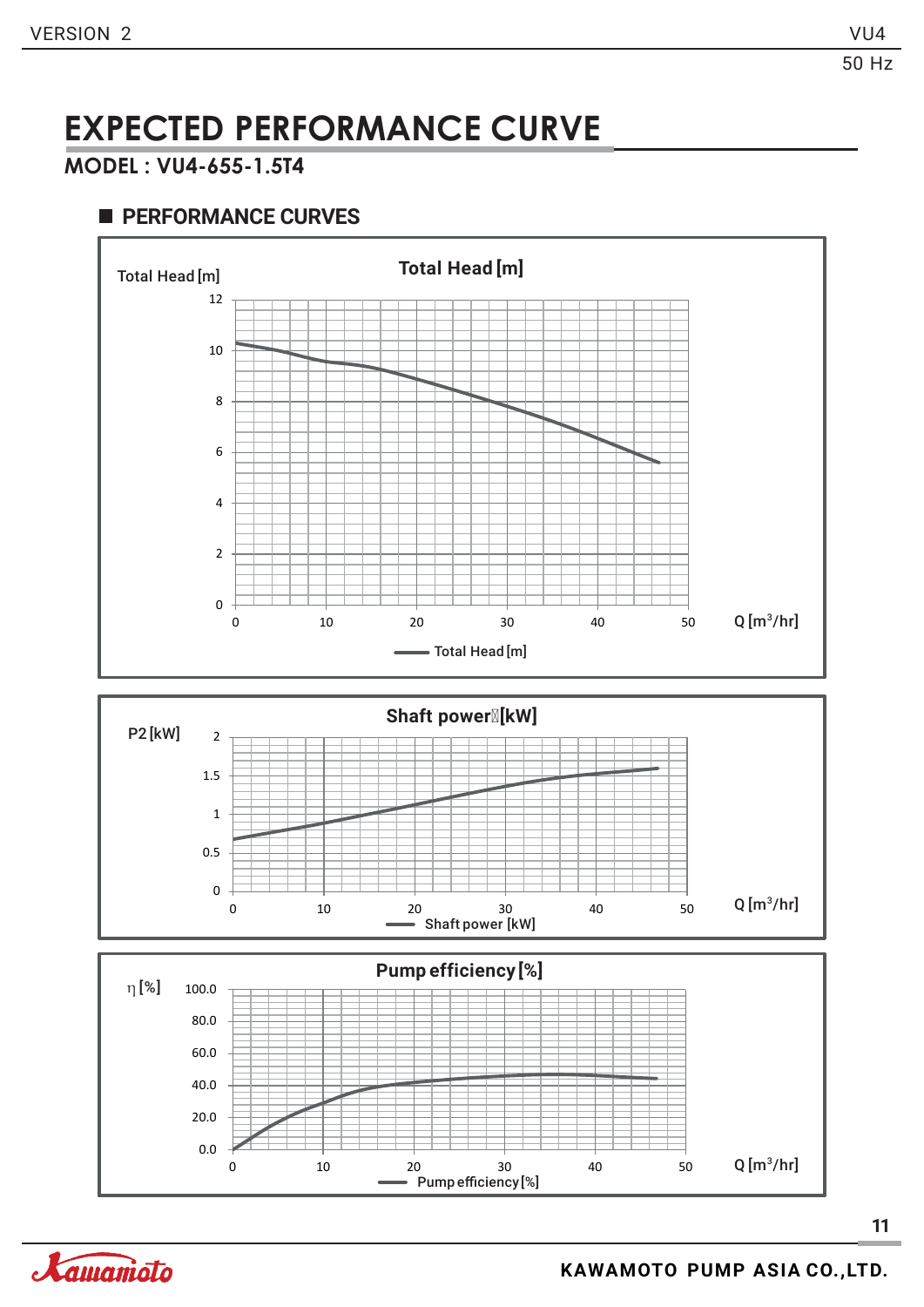# EXPECTED PERFORMANCE CURVE

**MODEL : VU4-655-1.5T4**

## PERFORMANCE CURVES

Total Head [m]

Total Head [m]

12, 10, 8, 6, 4, 2, 0

0, 10, 20, 30, 40, 50 Q [m³/hr]

Total Head [m]

P2 [kW]

Shaft power [kW]

2, 1.5, 1, 0.5, 0

0, 10, 20, 30, 40, 50 Q [m³/hr]

Shaft power [kW]

η [%]

Pump efficiency [%]

100.0, 80.0, 60.0, 40.0, 20.0, 0.0

0, 10, 20, 30, 40, 50 Q [m³/hr]

Pump efficiency [%]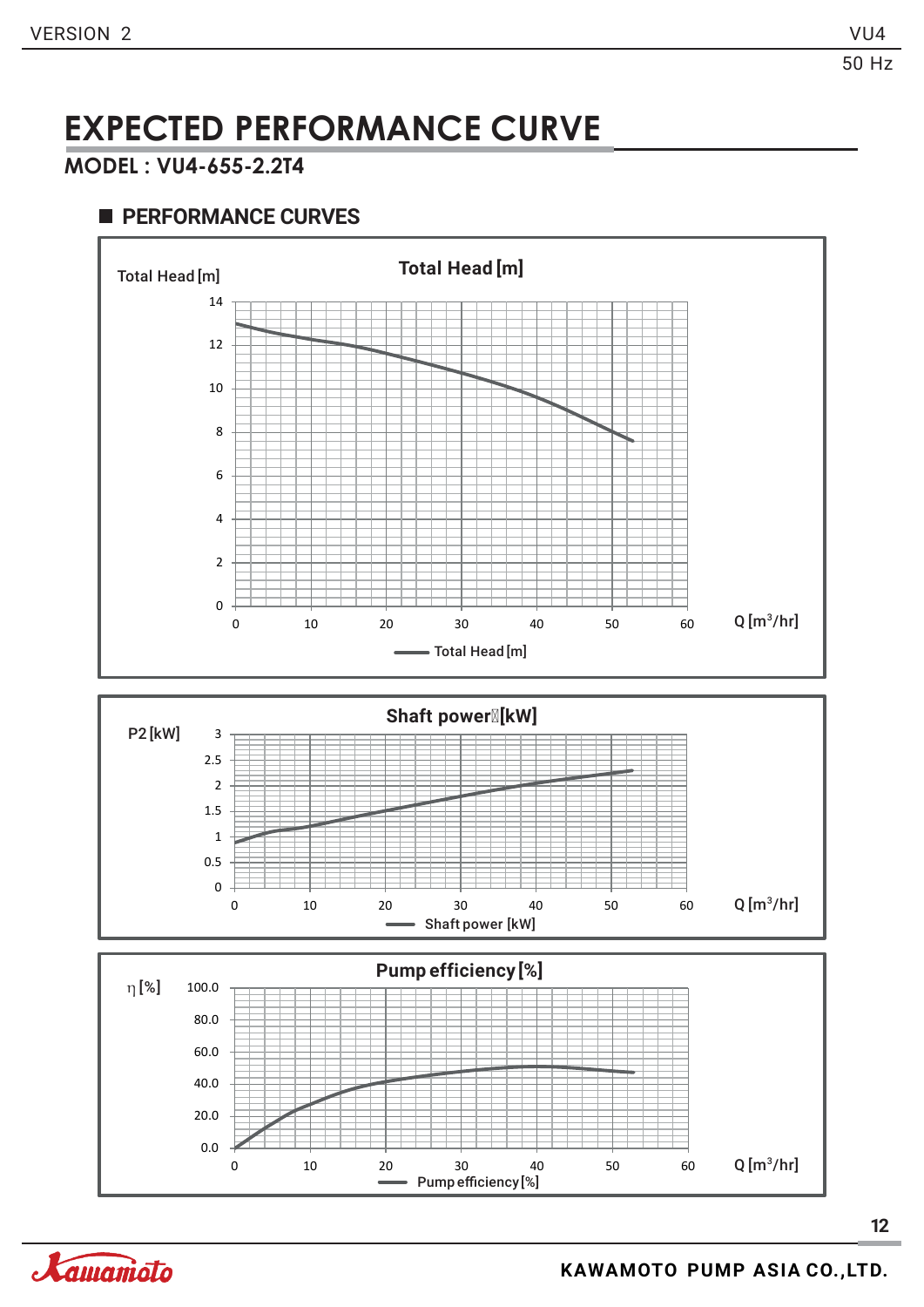# EXPECTED PERFORMANCE CURVE

## MODEL : VU4-655-2.2T4

### PERFORMANCE CURVES

**Total Head [m]**

Total Head [m]

Q [$m^3$/hr]

— Total Head [m]

**Shaft power [kW]**

P2 [kW]

Q [$m^3$/hr]

— Shaft power [kW]

**Pump efficiency [%]**

η [%]

Q [$m^3$/hr]

— Pump efficiency [%]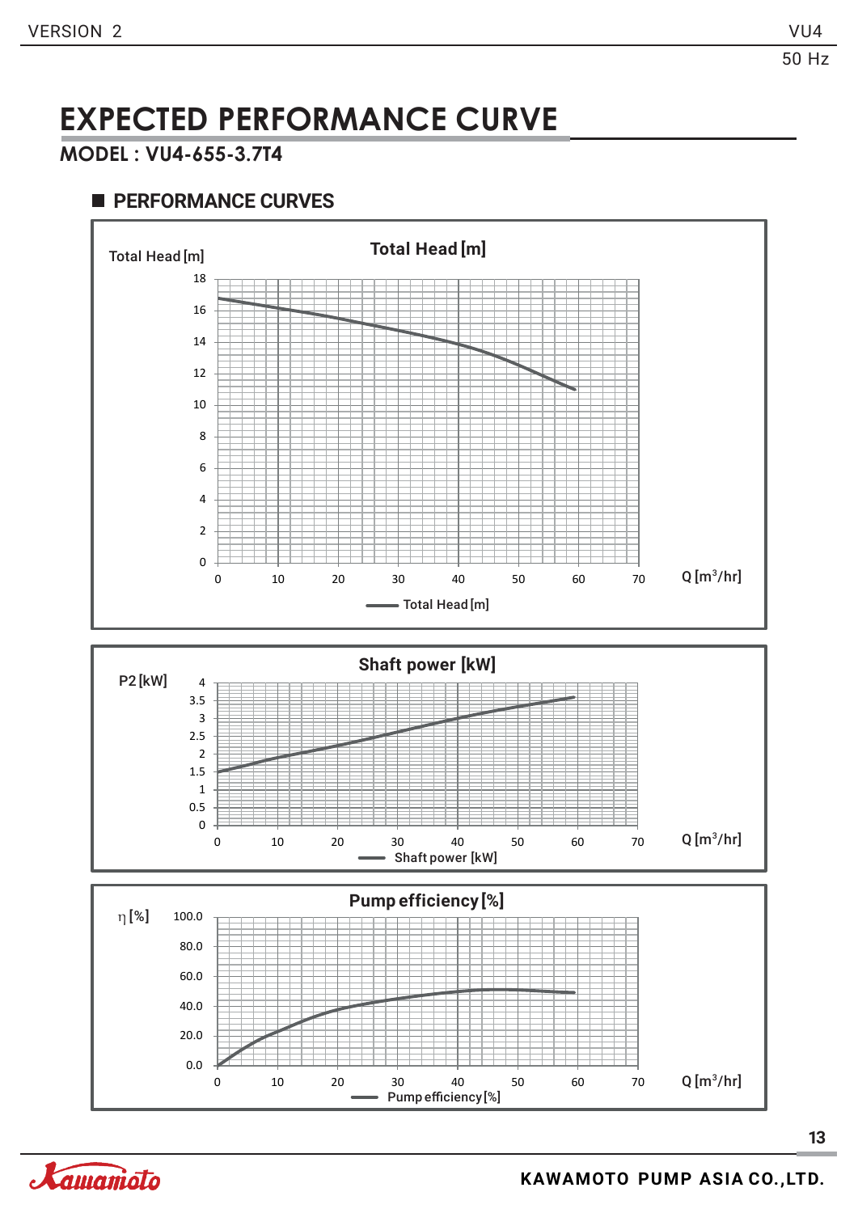# EXPECTED PERFORMANCE CURVE

## MODEL : VU4-655-3.7T4

### PERFORMANCE CURVES

**Total Head [m]**

Total Head [m]

Q [m³/hr]

Total Head [m]

**Shaft power [kW]**

P2 [kW]

Q [m³/hr]

Shaft power [kW]

**Pump efficiency [%]**

η [%]

Q [m³/hr]

Pump efficiency [%]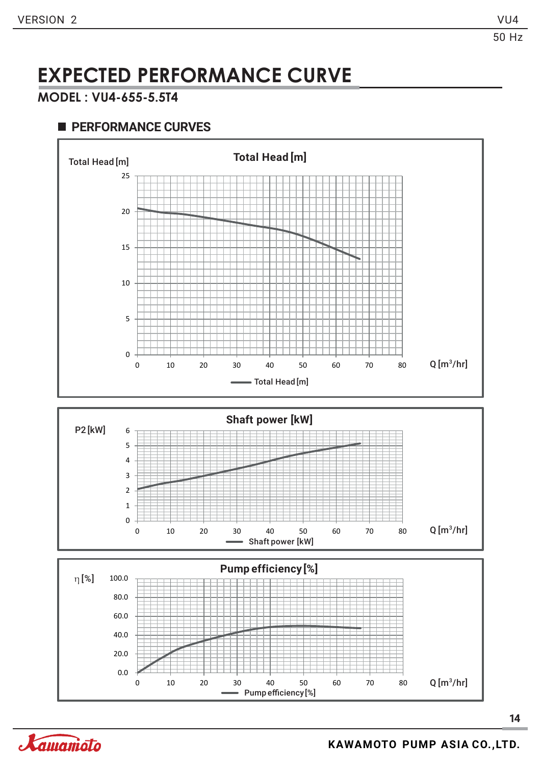# EXPECTED PERFORMANCE CURVE

**MODEL : VU4-655-5.5T4**

## ■ PERFORMANCE CURVES

**Total Head [m]**

Total Head [m]

25
20
15
10
5
0

0 10 20 30 40 50 60 70 80 Q [m$^3$/hr]

Total Head [m]

**Shaft power [kW]**

P2 [kW]

6
5
4
3
2
1
0

0 10 20 30 40 50 60 70 80 Q [m$^3$/hr]

Shaft power [kW]

**Pump efficiency [%]**

η [%]

100.0
80.0
60.0
40.0
20.0
0.0

0 10 20 30 40 50 60 70 80 Q [m$^3$/hr]

Pump efficiency [%]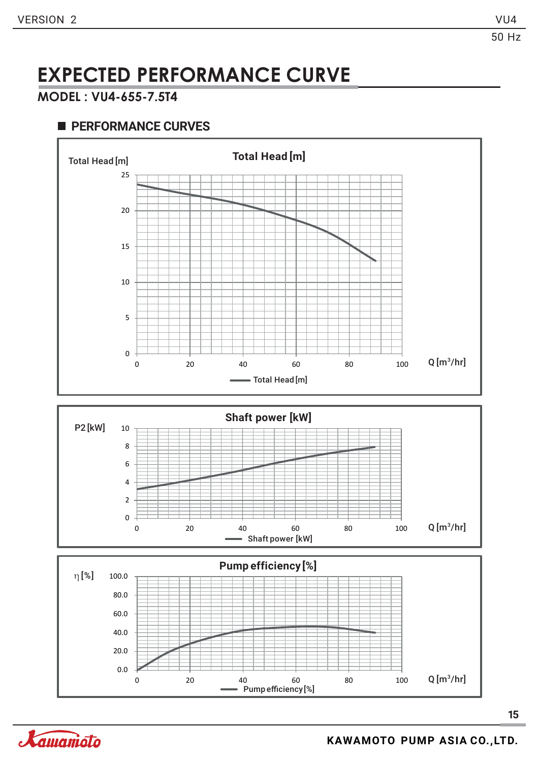# EXPECTED PERFORMANCE CURVE

**MODEL : VU4-655-7.5T4**

## PERFORMANCE CURVES

**Total Head [m]**

Total Head [m]

25, 20, 15, 10, 5, 0

0, 20, 40, 60, 80, 100 Q [m³/hr]

Total Head [m]

**Shaft power [kW]**

P2 [kW]

10, 8, 6, 4, 2, 0

0, 20, 40, 60, 80, 100 Q [m³/hr]

Shaft power [kW]

**Pump efficiency [%]**

η [%]

100.0, 80.0, 60.0, 40.0, 20.0, 0.0

0, 20, 40, 60, 80, 100 Q [m³/hr]

Pump efficiency [%]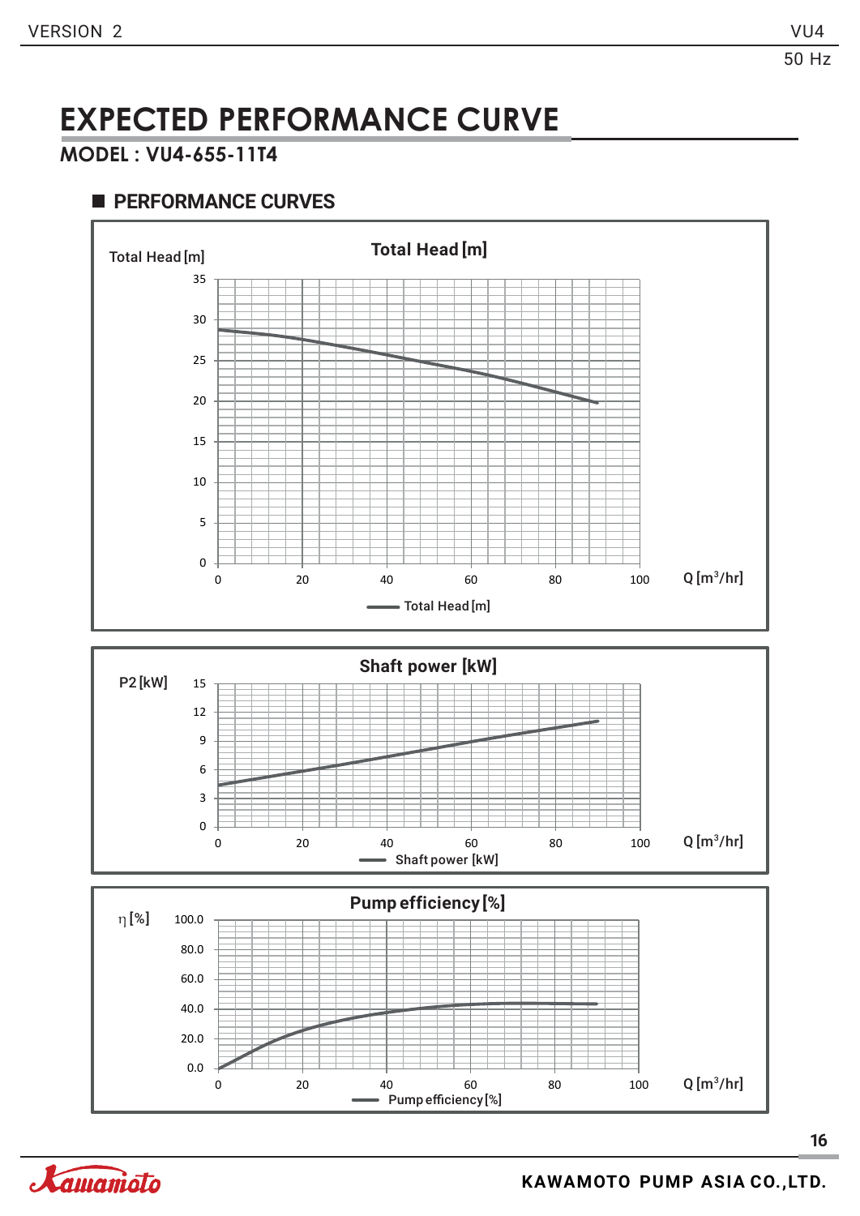# EXPECTED PERFORMANCE CURVE

## MODEL : VU4-655-11T4

### PERFORMANCE CURVES

**Total Head [m]**

Total Head [m]

35
30
25
20
15
10
5
0

0 20 40 60 80 100 Q [m$^3$/hr]

Total Head [m]

**Shaft power [kW]**

P2 [kW]

15
12
9
6
3
0

0 20 40 60 80 100 Q [m$^3$/hr]

Shaft power [kW]

**Pump efficiency [%]**

$\eta$ [%]

100.0
80.0
60.0
40.0
20.0
0.0

0 20 40 60 80 100 Q [m$^3$/hr]

Pump efficiency [%]

KAWAMOTO PUMP ASIA CO.,LTD.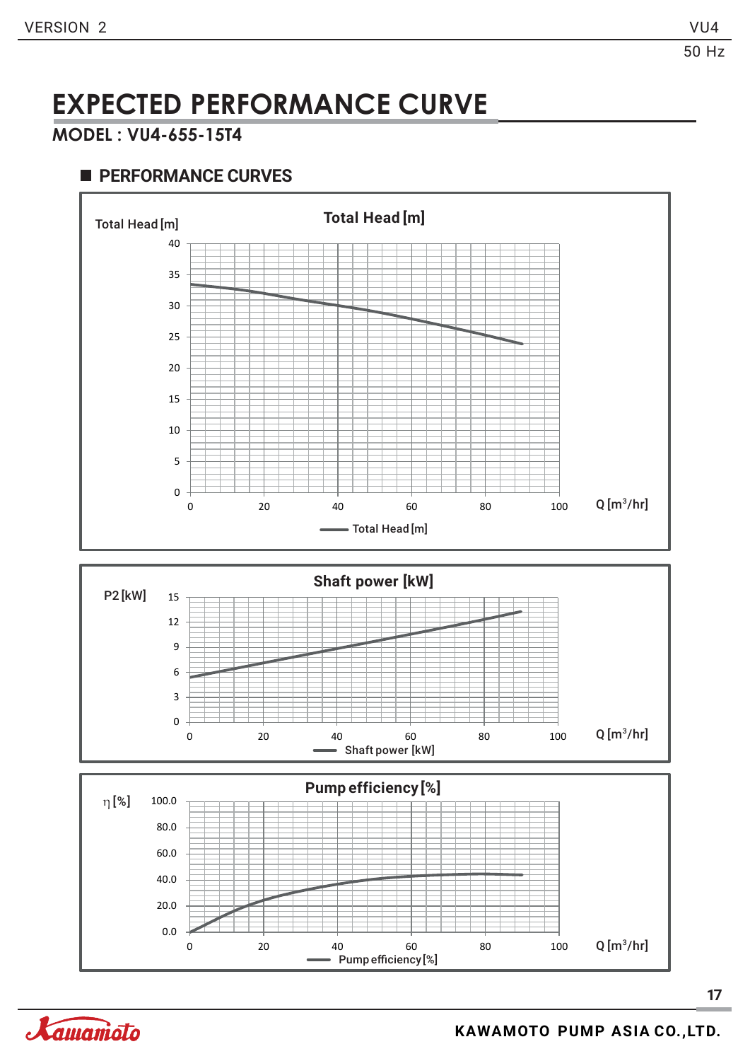# EXPECTED PERFORMANCE CURVE

**MODEL : VU4-655-15T4**

## PERFORMANCE CURVES

**Total Head [m]**

Total Head [m]

40
35
30
25
20
15
10
5
0

0 20 40 60 80 100 Q [m³/hr]

Total Head [m]

**Shaft power [kW]**

P2 [kW]

15
12
9
6
3
0

0 20 40 60 80 100 Q [m³/hr]

Shaft power [kW]

**Pump efficiency [%]**

η [%]

100.0
80.0
60.0
40.0
20.0
0.0

0 20 40 60 80 100 Q [m³/hr]

Pump efficiency [%]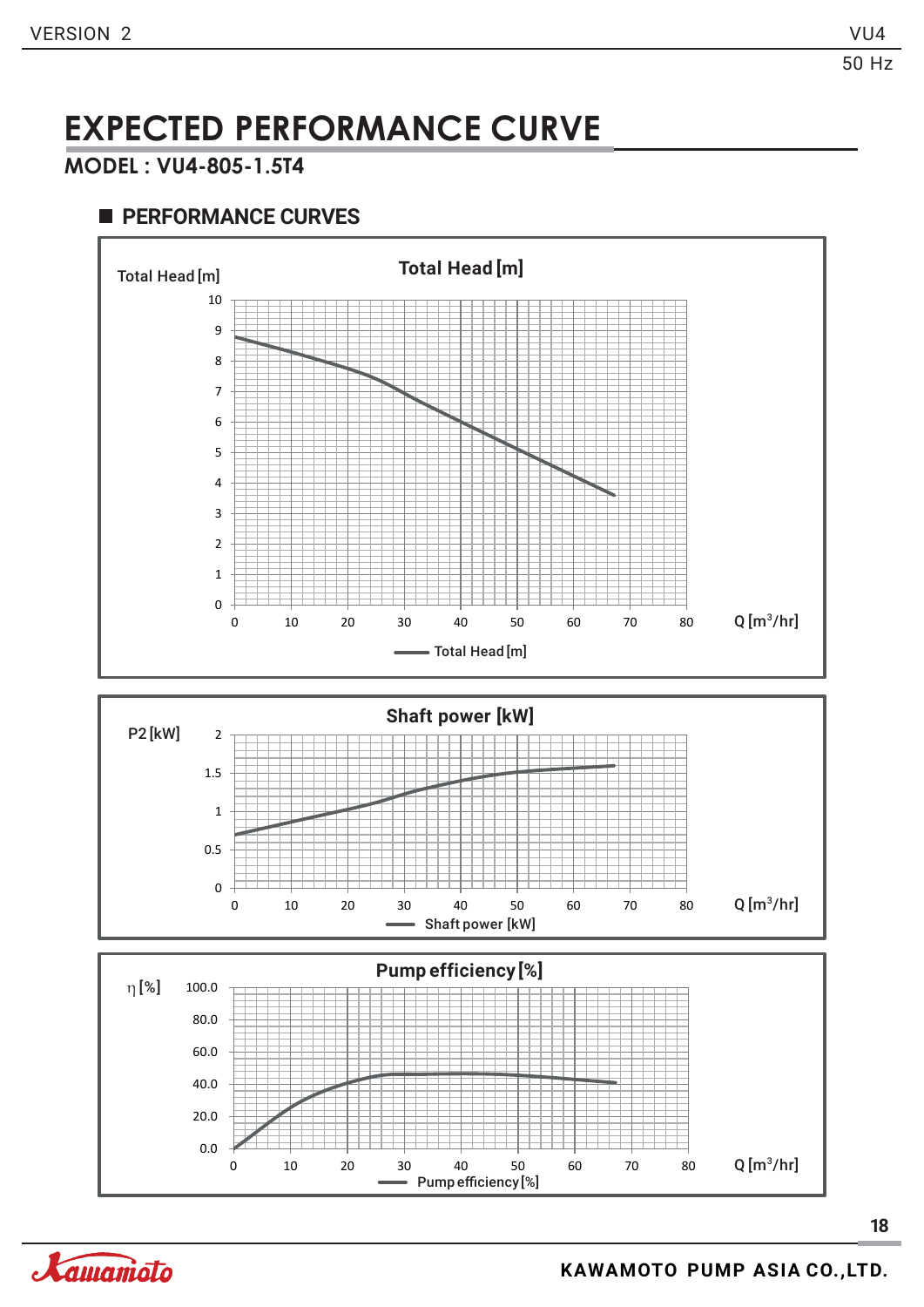# EXPECTED PERFORMANCE CURVE

## MODEL : VU4-805-1.5T4

### PERFORMANCE CURVES

**Total Head [m]**

Total Head [m]

Q [$m^3$/hr]

— Total Head [m]

**Shaft power [kW]**

P2 [kW]

Q [$m^3$/hr]

— Shaft power [kW]

**Pump efficiency [%]**

η [%]

Q [$m^3$/hr]

— Pump efficiency [%]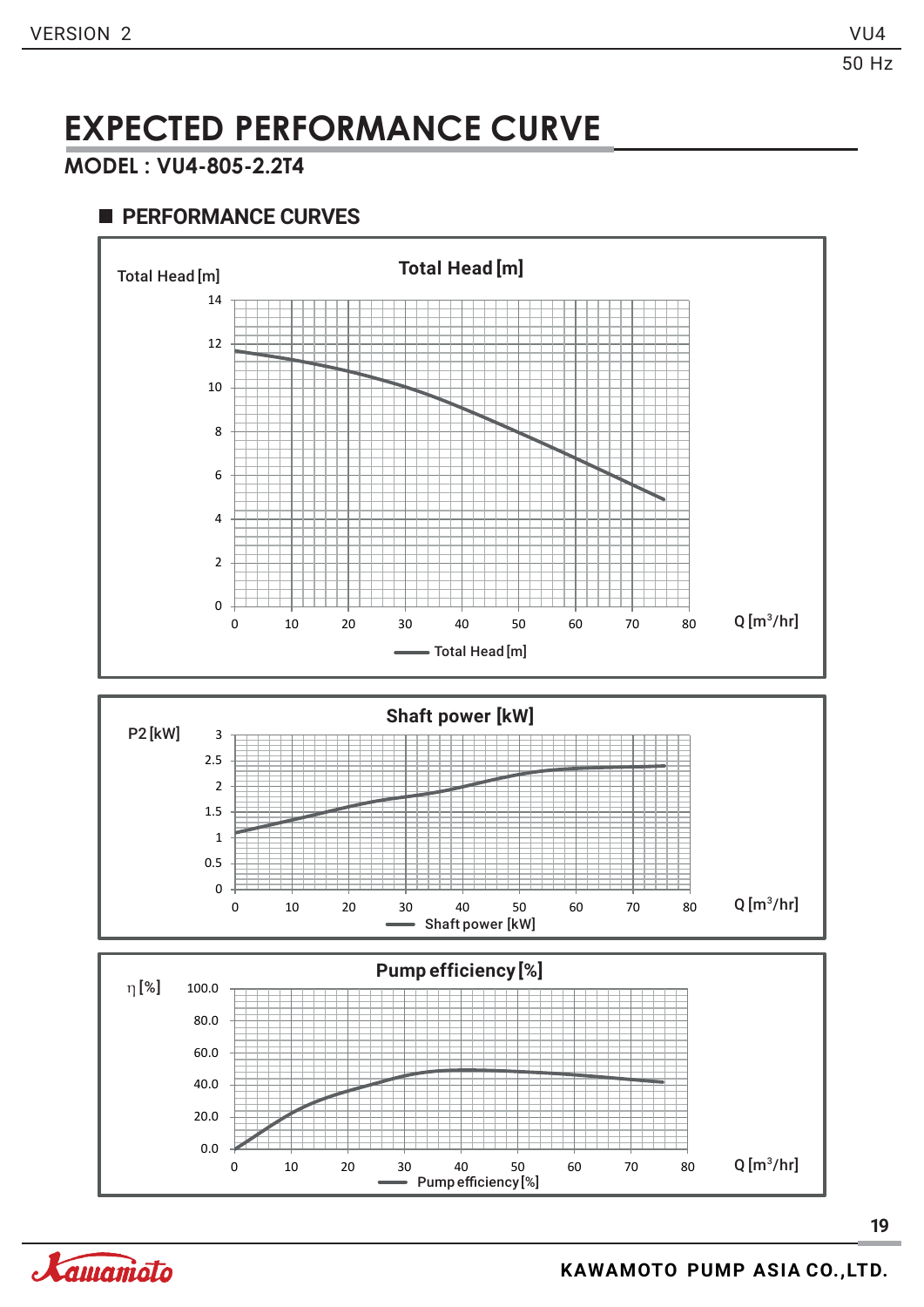# EXPECTED PERFORMANCE CURVE

## MODEL : VU4-805-2.2T4

### PERFORMANCE CURVES

**Total Head [m]**

Total Head [m]

Q [m³/hr]

**Shaft power [kW]**

P2 [kW]

Q [m³/hr]

**Pump efficiency [%]**

η [%]

Q [m³/hr]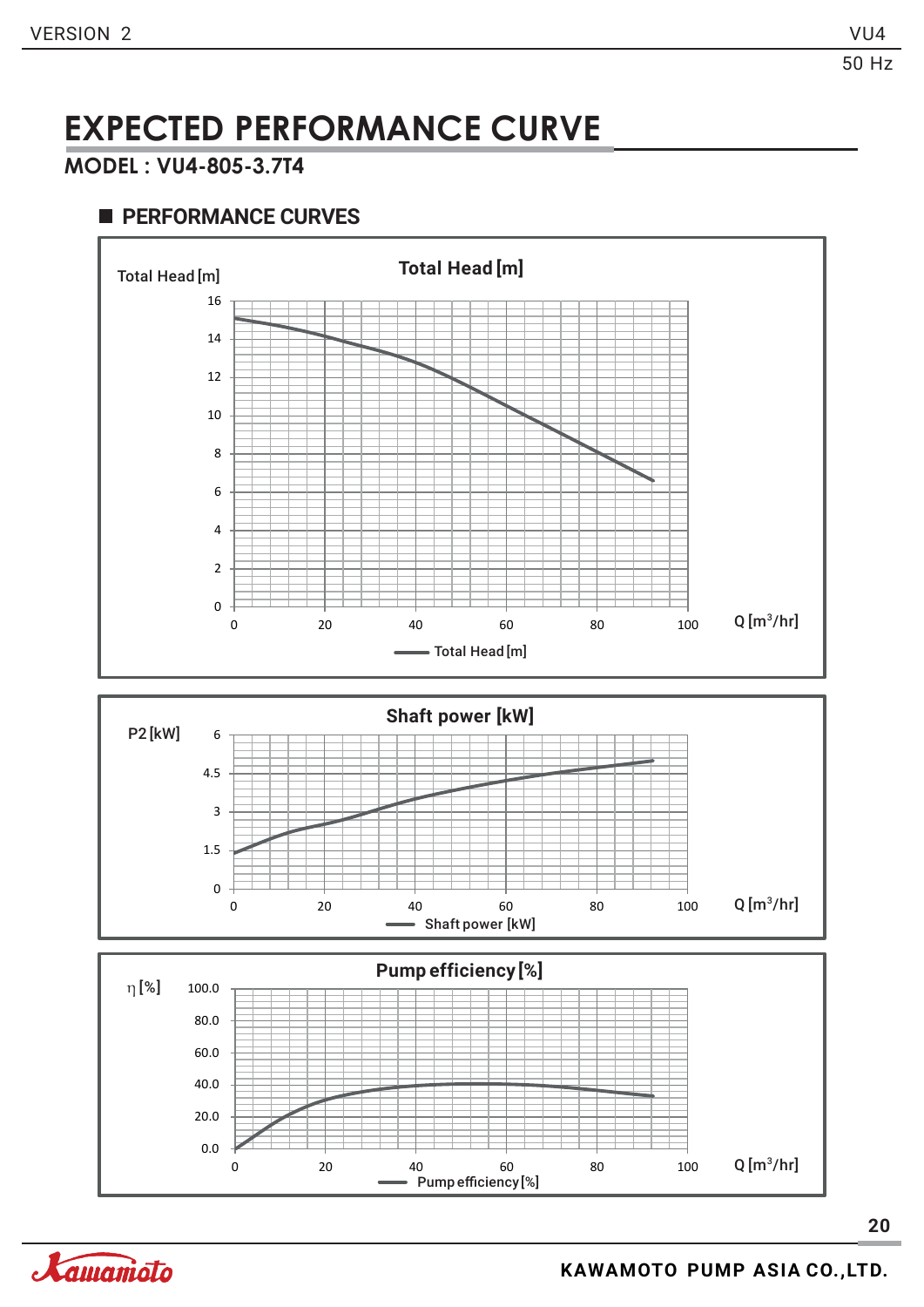# EXPECTED PERFORMANCE CURVE

## MODEL : VU4-805-3.7T4

### PERFORMANCE CURVES

**Total Head [m]**

Total Head [m]

16, 14, 12, 10, 8, 6, 4, 2, 0

0, 20, 40, 60, 80, 100 Q [m$^3$/hr]

Total Head [m]

**Shaft power [kW]**

P2 [kW]

6, 4.5, 3, 1.5, 0

0, 20, 40, 60, 80, 100 Q [m$^3$/hr]

Shaft power [kW]

**Pump efficiency [%]**

η [%]

100.0, 80.0, 60.0, 40.0, 20.0, 0.0

0, 20, 40, 60, 80, 100 Q [m$^3$/hr]

Pump efficiency [%]

KAWAMOTO PUMP ASIA CO.,LTD.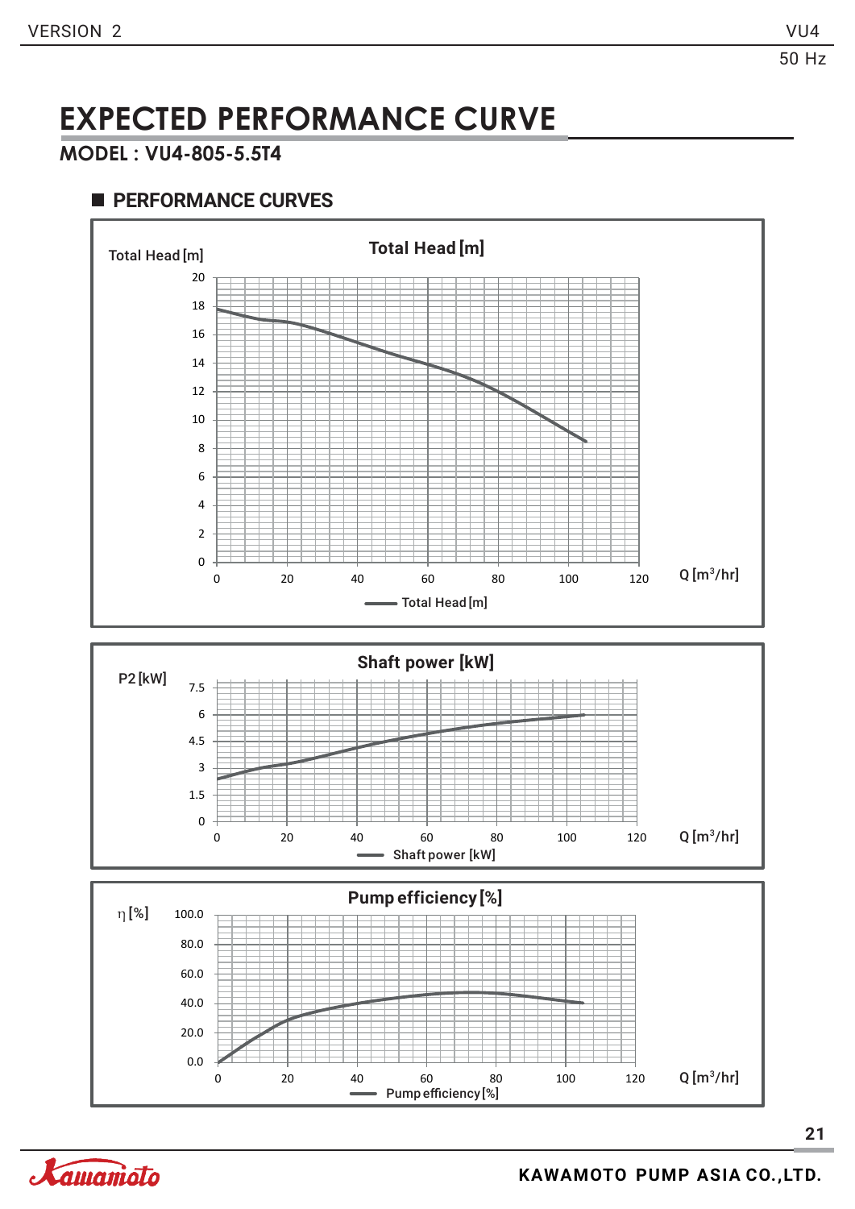# EXPECTED PERFORMANCE CURVE

## MODEL : VU4-805-5.5T4

### PERFORMANCE CURVES

**Total Head [m]**

Total Head [m]

20
18
16
14
12
10
8
6
4
2
0

0 20 40 60 80 100 120 Q [m³/hr]

Total Head [m]

**Shaft power [kW]**

P2 [kW]

7.5
6
4.5
3
1.5
0

0 20 40 60 80 100 120 Q [m³/hr]

Shaft power [kW]

**Pump efficiency [%]**

η [%]

100.0
80.0
60.0
40.0
20.0
0.0

0 20 40 60 80 100 120 Q [m³/hr]

Pump efficiency [%]

KAWAMOTO PUMP ASIA CO.,LTD.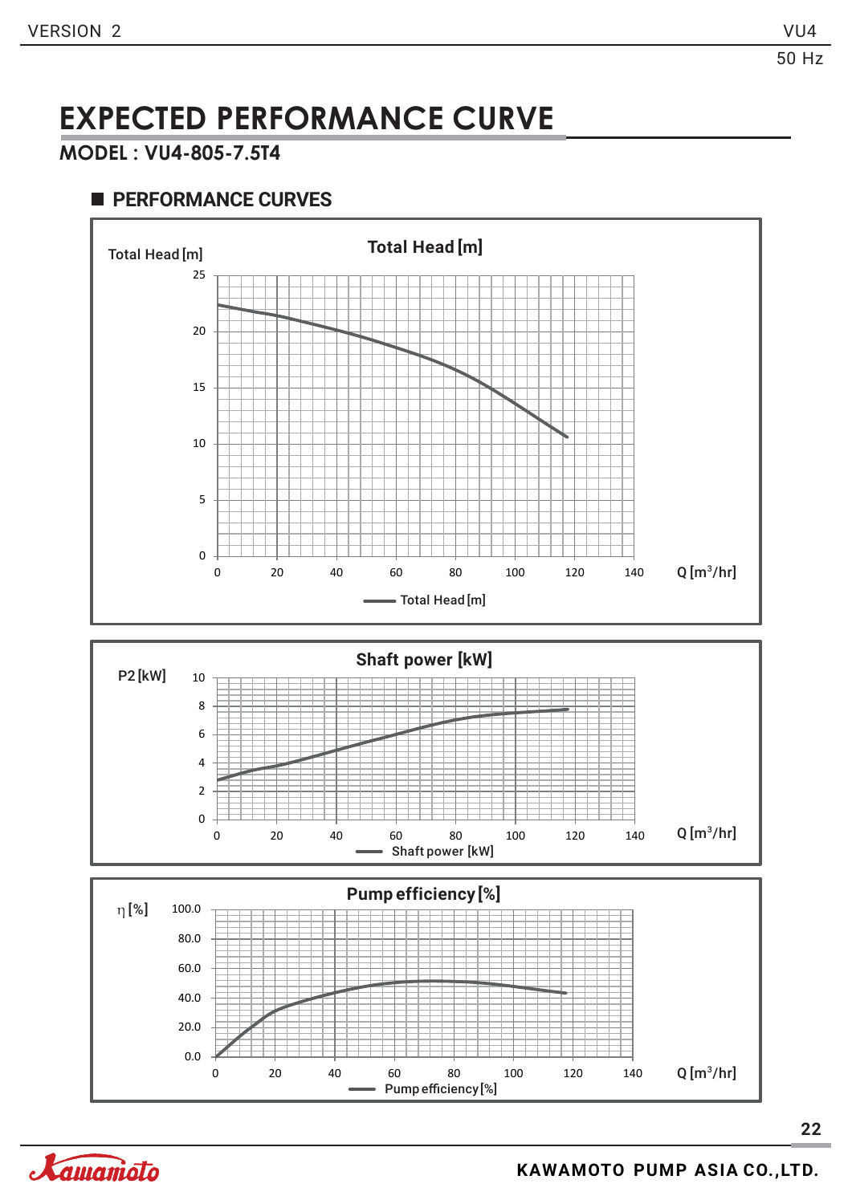# EXPECTED PERFORMANCE CURVE

## MODEL : VU4-805-7.5T4

### PERFORMANCE CURVES

**Total Head [m]**

Total Head [m]

25, 20, 15, 10, 5, 0

0, 20, 40, 60, 80, 100, 120, 140 Q [m³/hr]

Total Head [m]

**Shaft power [kW]**

P2 [kW]

10, 8, 6, 4, 2, 0

0, 20, 40, 60, 80, 100, 120, 140 Q [m³/hr]

Shaft power [kW]

**Pump efficiency [%]**

η [%]

100.0, 80.0, 60.0, 40.0, 20.0, 0.0

0, 20, 40, 60, 80, 100, 120, 140 Q [m³/hr]

Pump efficiency [%]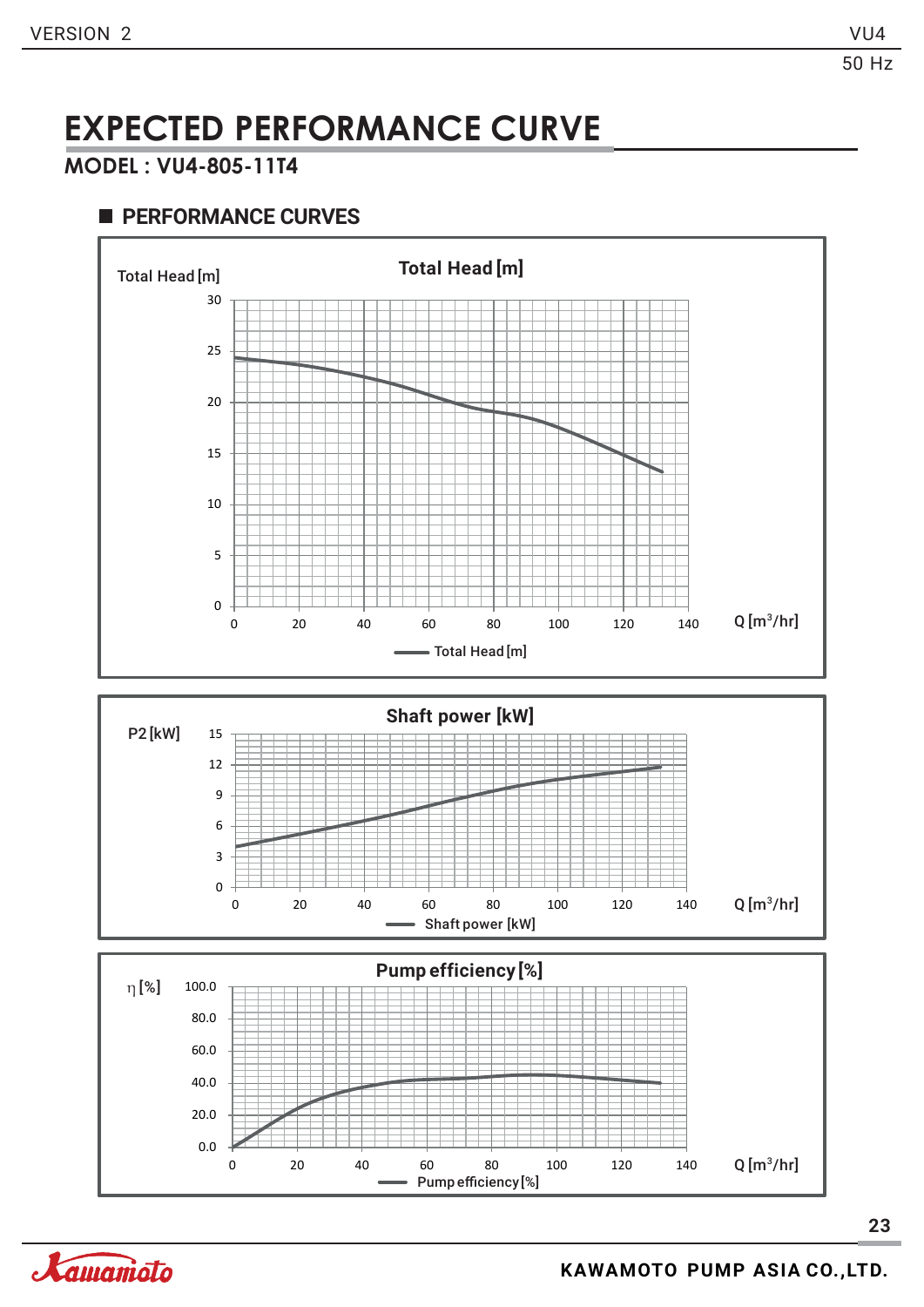# EXPECTED PERFORMANCE CURVE

**MODEL : VU4-805-11T4**

## PERFORMANCE CURVES

### Total Head [m]

Total Head [m]

30
25
20
15
10
5
0

0 20 40 60 80 100 120 140 Q [m³/hr]

Total Head [m]

### Shaft power [kW]

P2 [kW]

15
12
9
6
3
0

0 20 40 60 80 100 120 140 Q [m³/hr]

Shaft power [kW]

### Pump efficiency [%]

η [%]

100.0
80.0
60.0
40.0
20.0
0.0

0 20 40 60 80 100 120 140 Q [m³/hr]

Pump efficiency [%]

KAWAMOTO PUMP ASIA CO.,LTD.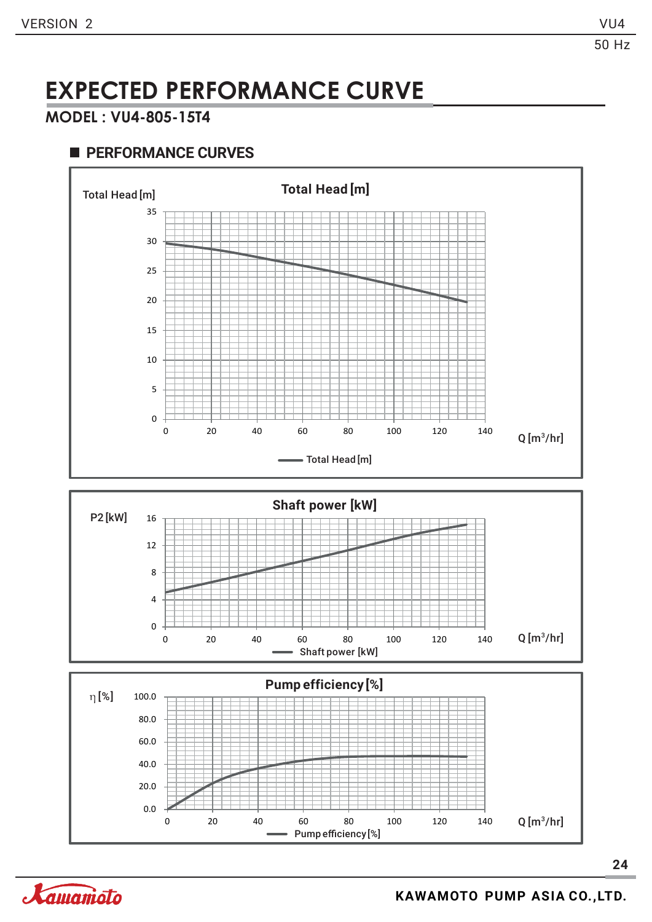# EXPECTED PERFORMANCE CURVE

## MODEL : VU4-805-15T4

### PERFORMANCE CURVES

**Total Head [m]**

Total Head [m]

35, 30, 25, 20, 15, 10, 5, 0

0, 20, 40, 60, 80, 100, 120, 140 Q [$m^3$/hr]

— Total Head [m]

**Shaft power [kW]**

P2 [kW]

16, 12, 8, 4, 0

0, 20, 40, 60, 80, 100, 120, 140 Q [$m^3$/hr]

— Shaft power [kW]

**Pump efficiency [%]**

$\eta$ [%]

100.0, 80.0, 60.0, 40.0, 20.0, 0.0

0, 20, 40, 60, 80, 100, 120, 140 Q [$m^3$/hr]

— Pump efficiency [%]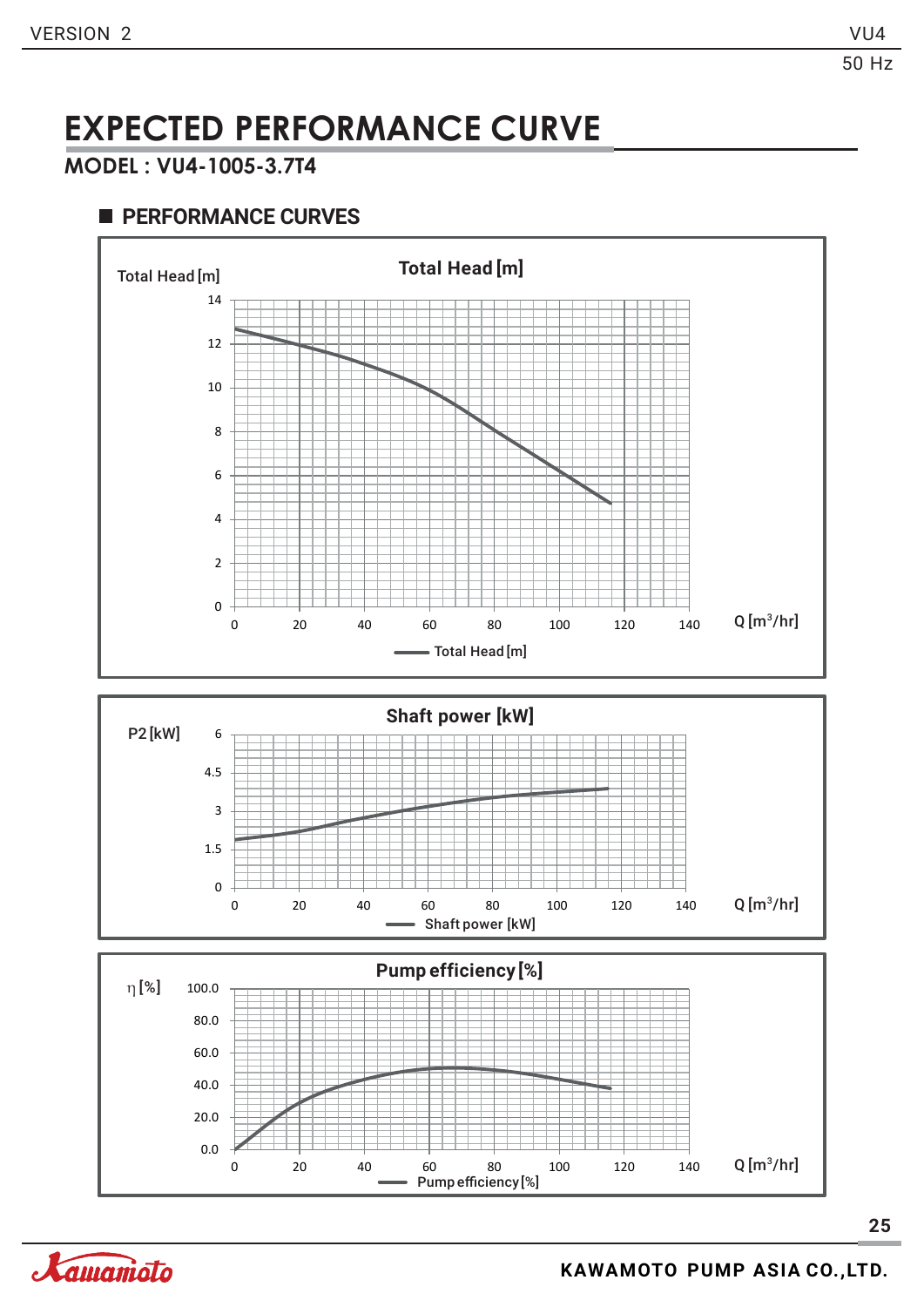# EXPECTED PERFORMANCE CURVE

**MODEL : VU4-1005-3.7T4**

## ■ PERFORMANCE CURVES

**Total Head [m]**

Total Head [m]

14, 12, 10, 8, 6, 4, 2, 0

0, 20, 40, 60, 80, 100, 120, 140 Q [m³/hr]

Total Head [m]

**Shaft power [kW]**

P2 [kW]

6, 4.5, 3, 1.5, 0

0, 20, 40, 60, 80, 100, 120, 140 Q [m³/hr]

Shaft power [kW]

**Pump efficiency [%]**

η [%]

100.0, 80.0, 60.0, 40.0, 20.0, 0.0

0, 20, 40, 60, 80, 100, 120, 140 Q [m³/hr]

Pump efficiency [%]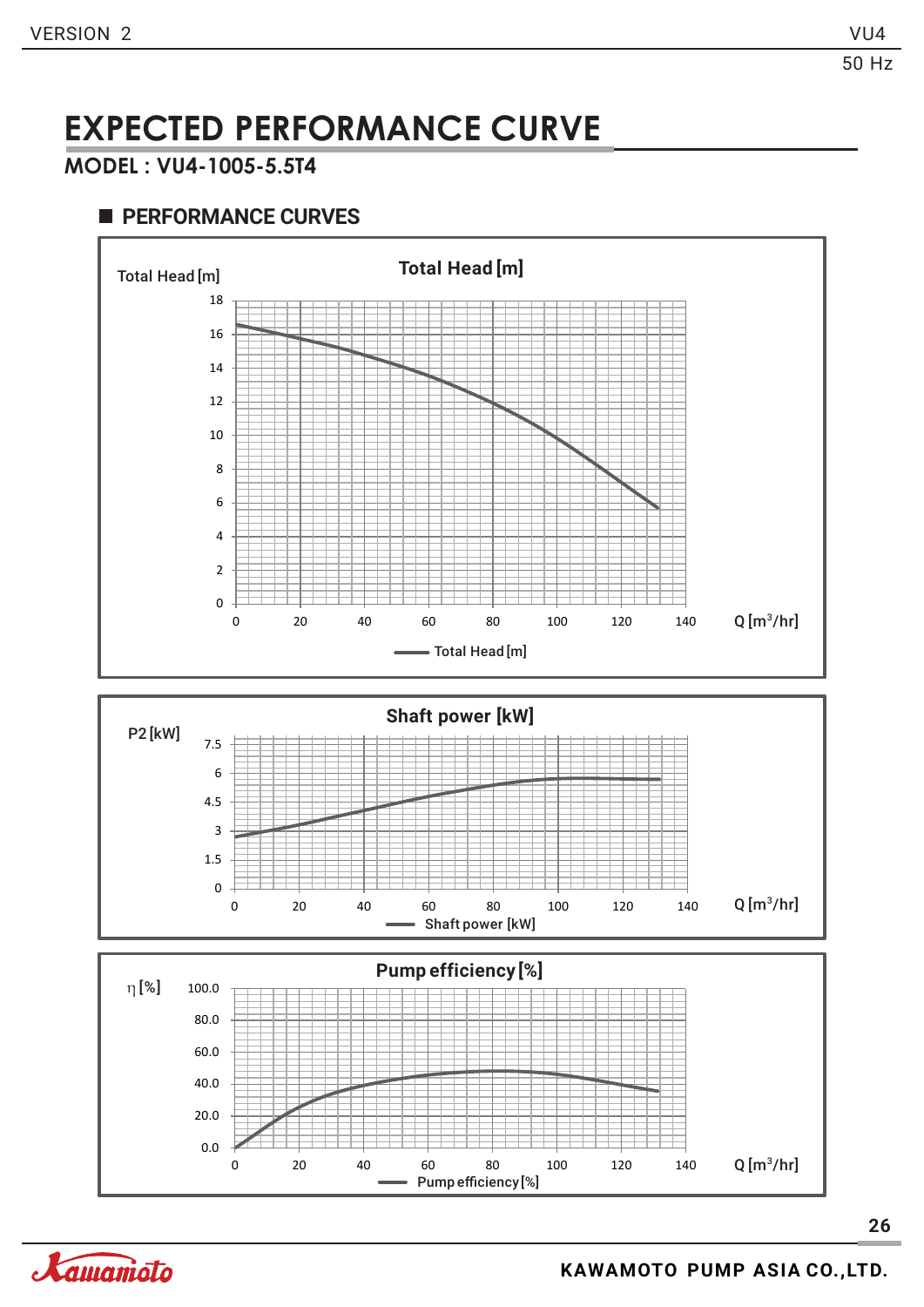# EXPECTED PERFORMANCE CURVE

## MODEL : VU4-1005-5.5T4

### PERFORMANCE CURVES

**Total Head [m]**

Total Head [m]

18, 16, 14, 12, 10, 8, 6, 4, 2, 0

0, 20, 40, 60, 80, 100, 120, 140 Q [m³/hr]

Total Head [m]

**Shaft power [kW]**

P2 [kW]

7.5, 6, 4.5, 3, 1.5, 0

0, 20, 40, 60, 80, 100, 120, 140 Q [m³/hr]

Shaft power [kW]

**Pump efficiency [%]**

η [%]

100.0, 80.0, 60.0, 40.0, 20.0, 0.0

0, 20, 40, 60, 80, 100, 120, 140 Q [m³/hr]

Pump efficiency [%]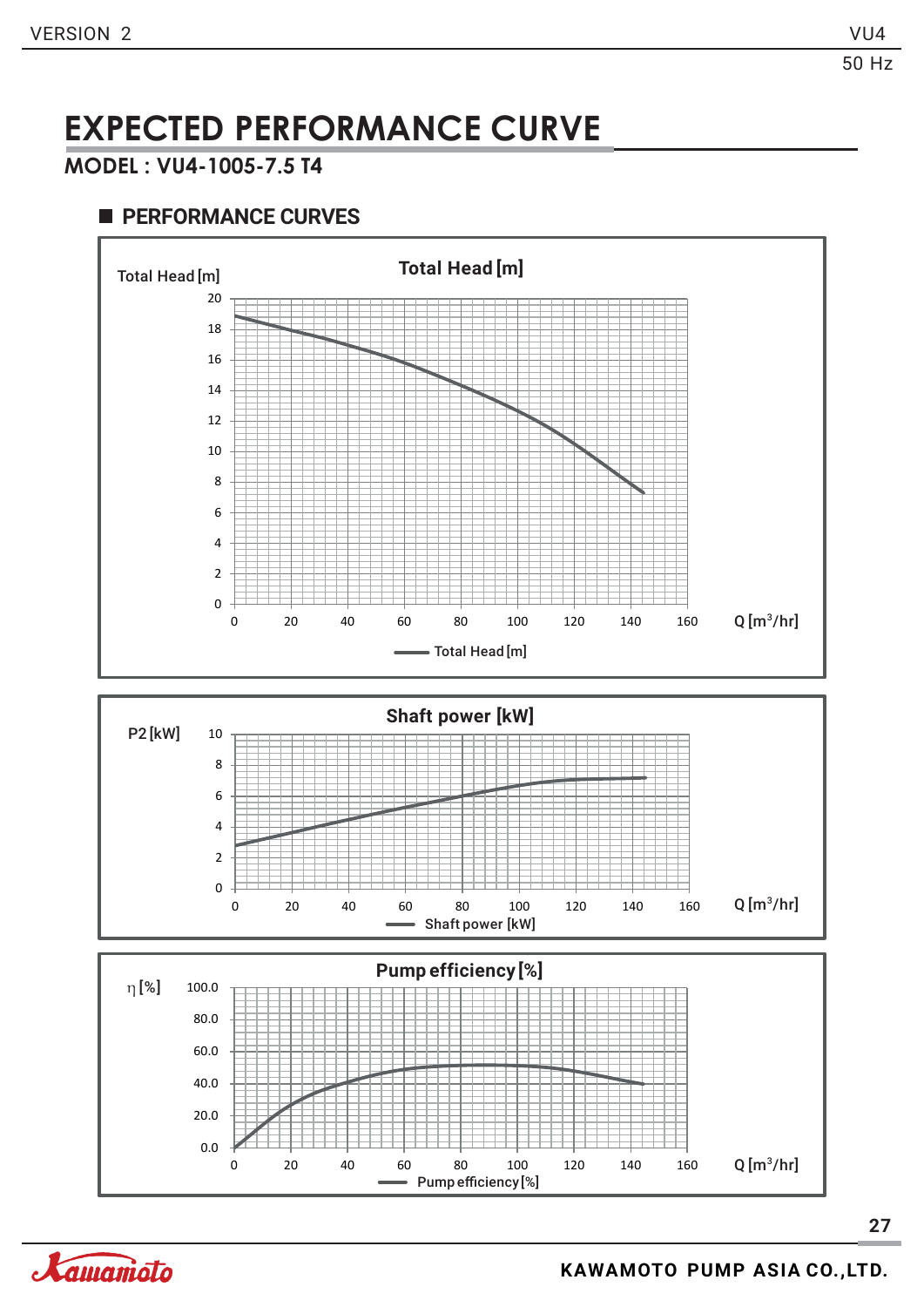# EXPECTED PERFORMANCE CURVE

## MODEL : VU4-1005-7.5 T4

### PERFORMANCE CURVES

**Total Head [m]**

Total Head [m]

20, 18, 16, 14, 12, 10, 8, 6, 4, 2, 0

0, 20, 40, 60, 80, 100, 120, 140, 160 Q [m³/hr]

Total Head [m]

**Shaft power [kW]**

P2 [kW]

10, 8, 6, 4, 2, 0

0, 20, 40, 60, 80, 100, 120, 140, 160 Q [m³/hr]

Shaft power [kW]

**Pump efficiency [%]**

η [%]

100.0, 80.0, 60.0, 40.0, 20.0, 0.0

0, 20, 40, 60, 80, 100, 120, 140, 160 Q [m³/hr]

Pump efficiency [%]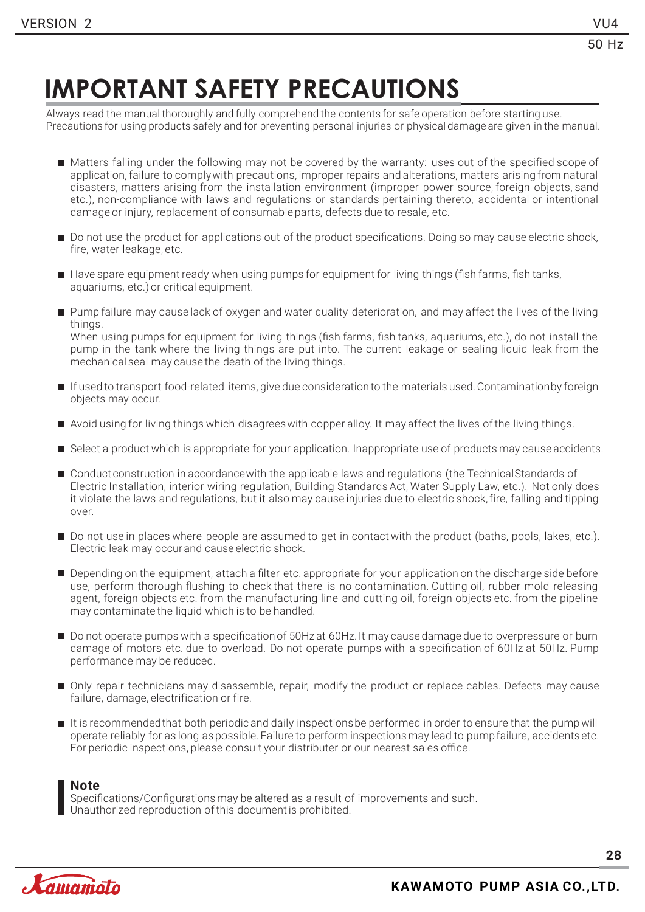# IMPORTANT SAFETY PRECAUTIONS

Always read the manual thoroughly and fully comprehend the contents for safe operation before starting use.
Precautions for using products safely and for preventing personal injuries or physical damage are given in the manual.

- Matters falling under the following may not be covered by the warranty: uses out of the specified scope of application, failure to comply with precautions, improper repairs and alterations, matters arising from natural disasters, matters arising from the installation environment (improper power source, foreign objects, sand etc.), non-compliance with laws and regulations or standards pertaining thereto, accidental or intentional damage or injury, replacement of consumable parts, defects due to resale, etc.

- Do not use the product for applications out of the product specifications. Doing so may cause electric shock, fire, water leakage, etc.

- Have spare equipment ready when using pumps for equipment for living things (fish farms, fish tanks, aquariums, etc.) or critical equipment.

- Pump failure may cause lack of oxygen and water quality deterioration, and may affect the lives of the living things.
  When using pumps for equipment for living things (fish farms, fish tanks, aquariums, etc.), do not install the pump in the tank where the living things are put into. The current leakage or sealing liquid leak from the mechanical seal may cause the death of the living things.

- If used to transport food-related items, give due consideration to the materials used. Contamination by foreign objects may occur.

- Avoid using for living things which disagrees with copper alloy. It may affect the lives of the living things.

- Select a product which is appropriate for your application. Inappropriate use of products may cause accidents.

- Conduct construction in accordance with the applicable laws and regulations (the Technical Standards of Electric Installation, interior wiring regulation, Building Standards Act, Water Supply Law, etc.). Not only does it violate the laws and regulations, but it also may cause injuries due to electric shock, fire, falling and tipping over.

- Do not use in places where people are assumed to get in contact with the product (baths, pools, lakes, etc.). Electric leak may occur and cause electric shock.

- Depending on the equipment, attach a filter etc. appropriate for your application on the discharge side before use, perform thorough flushing to check that there is no contamination. Cutting oil, rubber mold releasing agent, foreign objects etc. from the manufacturing line and cutting oil, foreign objects etc. from the pipeline may contaminate the liquid which is to be handled.

- Do not operate pumps with a specification of 50Hz at 60Hz. It may cause damage due to overpressure or burn damage of motors etc. due to overload. Do not operate pumps with a specification of 60Hz at 50Hz. Pump performance may be reduced.

- Only repair technicians may disassemble, repair, modify the product or replace cables. Defects may cause failure, damage, electrification or fire.

- It is recommended that both periodic and daily inspections be performed in order to ensure that the pump will operate reliably for as long as possible. Failure to perform inspections may lead to pump failure, accidents etc. For periodic inspections, please consult your distributer or our nearest sales office.

**Note**
Specifications/Configurations may be altered as a result of improvements and such.
Unauthorized reproduction of this document is prohibited.